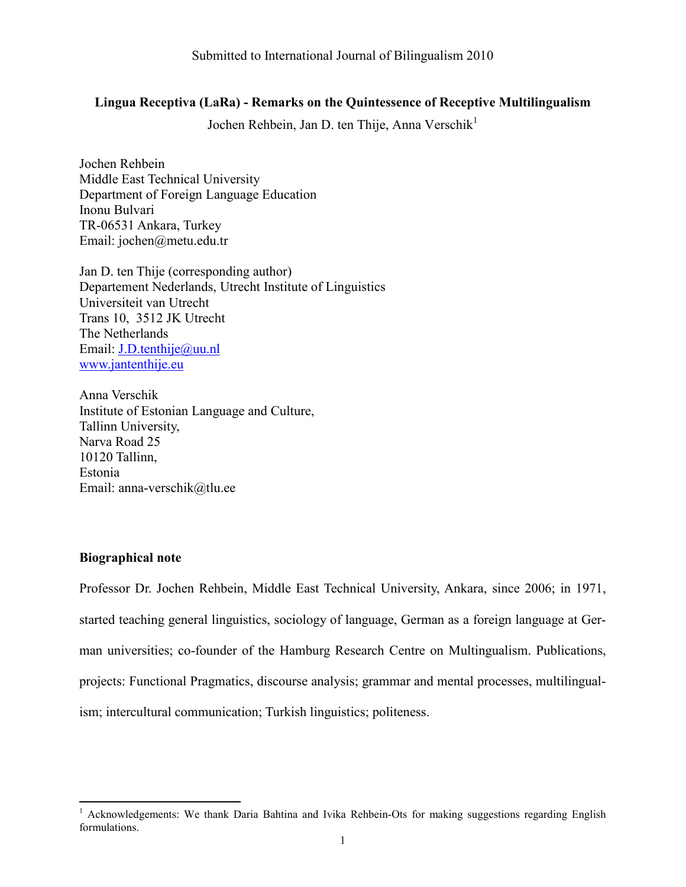Submitted to International Journal of Bilingualism 2010

**Lingua Receptiva (LaRa) - Remarks on the Quintessence of Receptive Multilingualism**

Jochen Rehbein, Jan D. ten Thije, Anna Verschik[1]

Jochen Rehbein
Middle East Technical University
Department of Foreign Language Education
Inonu Bulvari
TR-06531 Ankara, Turkey
Email: jochen@metu.edu.tr

Jan D. ten Thije (corresponding author)
Departement Nederlands, Utrecht Institute of Linguistics
Universiteit van Utrecht
Trans 10, 3512 JK Utrecht
The Netherlands
Email: J.D.tenthije@uu.nl
www.jantenthije.eu

Anna Verschik
Institute of Estonian Language and Culture,
Tallinn University,
Narva Road 25
10120 Tallinn,
Estonia
Email: anna-verschik@tlu.ee

**Biographical note**

Professor Dr. Jochen Rehbein, Middle East Technical University, Ankara, since 2006; in 1971, started teaching general linguistics, sociology of language, German as a foreign language at German universities; co-founder of the Hamburg Research Centre on Multingualism. Publications, projects: Functional Pragmatics, discourse analysis; grammar and mental processes, multilingualism; intercultural communication; Turkish linguistics; politeness.

[1] Acknowledgements: We thank Daria Bahtina and Ivika Rehbein-Ots for making suggestions regarding English formulations.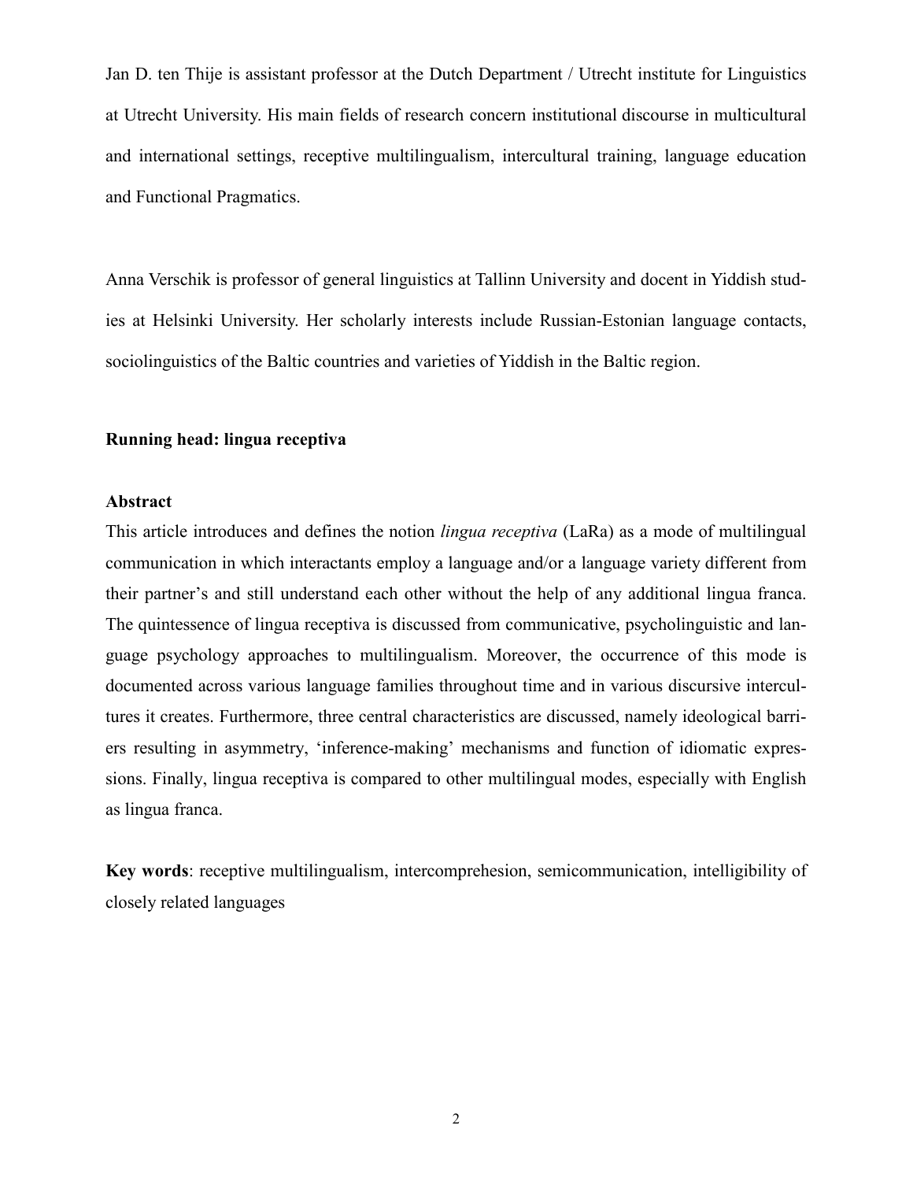Jan D. ten Thije is assistant professor at the Dutch Department / Utrecht institute for Linguistics at Utrecht University. His main fields of research concern institutional discourse in multicultural and international settings, receptive multilingualism, intercultural training, language education and Functional Pragmatics.

Anna Verschik is professor of general linguistics at Tallinn University and docent in Yiddish studies at Helsinki University. Her scholarly interests include Russian-Estonian language contacts, sociolinguistics of the Baltic countries and varieties of Yiddish in the Baltic region.

**Running head: lingua receptiva**

**Abstract**

This article introduces and defines the notion *lingua receptiva* (LaRa) as a mode of multilingual communication in which interactants employ a language and/or a language variety different from their partner's and still understand each other without the help of any additional lingua franca. The quintessence of lingua receptiva is discussed from communicative, psycholinguistic and language psychology approaches to multilingualism. Moreover, the occurrence of this mode is documented across various language families throughout time and in various discursive intercultures it creates. Furthermore, three central characteristics are discussed, namely ideological barriers resulting in asymmetry, 'inference-making' mechanisms and function of idiomatic expressions. Finally, lingua receptiva is compared to other multilingual modes, especially with English as lingua franca.

**Key words**: receptive multilingualism, intercomprehesion, semicommunication, intelligibility of closely related languages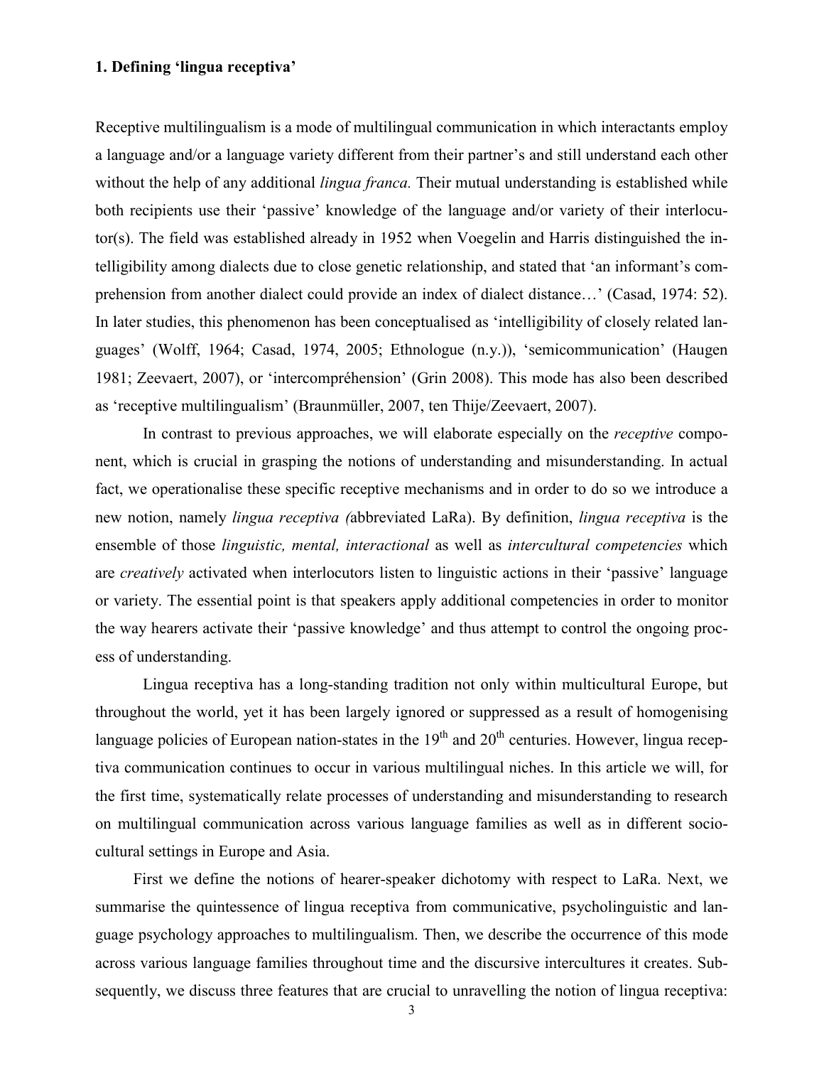### 1. Defining 'lingua receptiva'

Receptive multilingualism is a mode of multilingual communication in which interactants employ a language and/or a language variety different from their partner's and still understand each other without the help of any additional *lingua franca.* Their mutual understanding is established while both recipients use their 'passive' knowledge of the language and/or variety of their interlocutor(s). The field was established already in 1952 when Voegelin and Harris distinguished the intelligibility among dialects due to close genetic relationship, and stated that 'an informant's comprehension from another dialect could provide an index of dialect distance…' (Casad, 1974: 52). In later studies, this phenomenon has been conceptualised as 'intelligibility of closely related languages' (Wolff, 1964; Casad, 1974, 2005; Ethnologue (n.y.)), 'semicommunication' (Haugen 1981; Zeevaert, 2007), or 'intercompréhension' (Grin 2008). This mode has also been described as 'receptive multilingualism' (Braunmüller, 2007, ten Thije/Zeevaert, 2007).

In contrast to previous approaches, we will elaborate especially on the *receptive* component, which is crucial in grasping the notions of understanding and misunderstanding. In actual fact, we operationalise these specific receptive mechanisms and in order to do so we introduce a new notion, namely *lingua receptiva (*abbreviated LaRa). By definition, *lingua receptiva* is the ensemble of those *linguistic, mental, interactional* as well as *intercultural competencies* which are *creatively* activated when interlocutors listen to linguistic actions in their 'passive' language or variety. The essential point is that speakers apply additional competencies in order to monitor the way hearers activate their 'passive knowledge' and thus attempt to control the ongoing process of understanding.

Lingua receptiva has a long-standing tradition not only within multicultural Europe, but throughout the world, yet it has been largely ignored or suppressed as a result of homogenising language policies of European nation-states in the 19th and 20th centuries. However, lingua receptiva communication continues to occur in various multilingual niches. In this article we will, for the first time, systematically relate processes of understanding and misunderstanding to research on multilingual communication across various language families as well as in different socio-cultural settings in Europe and Asia.

First we define the notions of hearer-speaker dichotomy with respect to LaRa. Next, we summarise the quintessence of lingua receptiva from communicative, psycholinguistic and language psychology approaches to multilingualism. Then, we describe the occurrence of this mode across various language families throughout time and the discursive intercultures it creates. Subsequently, we discuss three features that are crucial to unravelling the notion of lingua receptiva: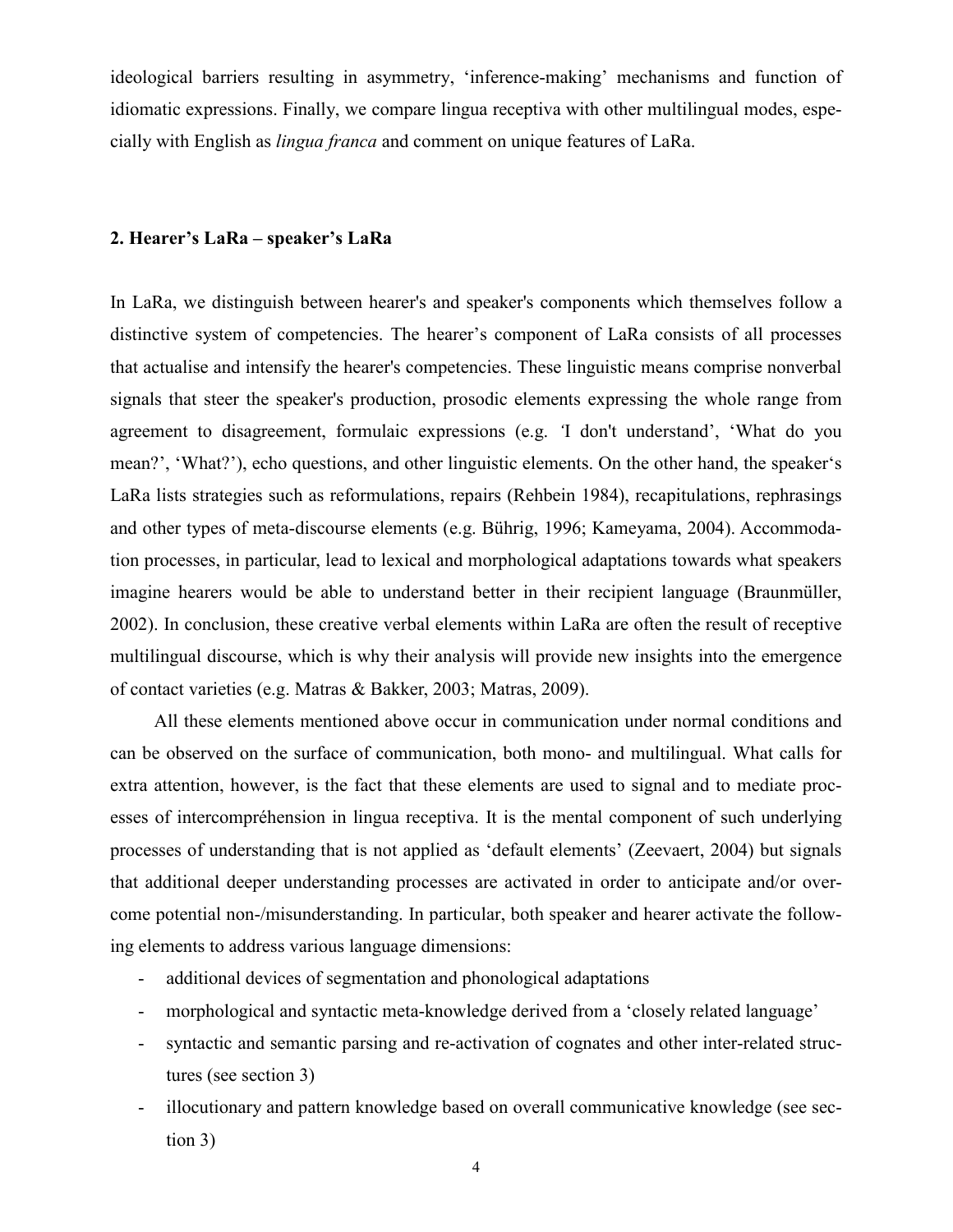ideological barriers resulting in asymmetry, 'inference-making' mechanisms and function of idiomatic expressions. Finally, we compare lingua receptiva with other multilingual modes, especially with English as *lingua franca* and comment on unique features of LaRa.

## 2. Hearer's LaRa – speaker's LaRa

In LaRa, we distinguish between hearer's and speaker's components which themselves follow a distinctive system of competencies. The hearer's component of LaRa consists of all processes that actualise and intensify the hearer's competencies. These linguistic means comprise nonverbal signals that steer the speaker's production, prosodic elements expressing the whole range from agreement to disagreement, formulaic expressions (e.g. 'I don't understand', 'What do you mean?', 'What?'), echo questions, and other linguistic elements. On the other hand, the speaker's LaRa lists strategies such as reformulations, repairs (Rehbein 1984), recapitulations, rephrasings and other types of meta-discourse elements (e.g. Bührig, 1996; Kameyama, 2004). Accommodation processes, in particular, lead to lexical and morphological adaptations towards what speakers imagine hearers would be able to understand better in their recipient language (Braunmüller, 2002). In conclusion, these creative verbal elements within LaRa are often the result of receptive multilingual discourse, which is why their analysis will provide new insights into the emergence of contact varieties (e.g. Matras & Bakker, 2003; Matras, 2009).

All these elements mentioned above occur in communication under normal conditions and can be observed on the surface of communication, both mono- and multilingual. What calls for extra attention, however, is the fact that these elements are used to signal and to mediate processes of intercompréhension in lingua receptiva. It is the mental component of such underlying processes of understanding that is not applied as 'default elements' (Zeevaert, 2004) but signals that additional deeper understanding processes are activated in order to anticipate and/or overcome potential non-/misunderstanding. In particular, both speaker and hearer activate the following elements to address various language dimensions:

- additional devices of segmentation and phonological adaptations
- morphological and syntactic meta-knowledge derived from a 'closely related language'
- syntactic and semantic parsing and re-activation of cognates and other inter-related structures (see section 3)
- illocutionary and pattern knowledge based on overall communicative knowledge (see section 3)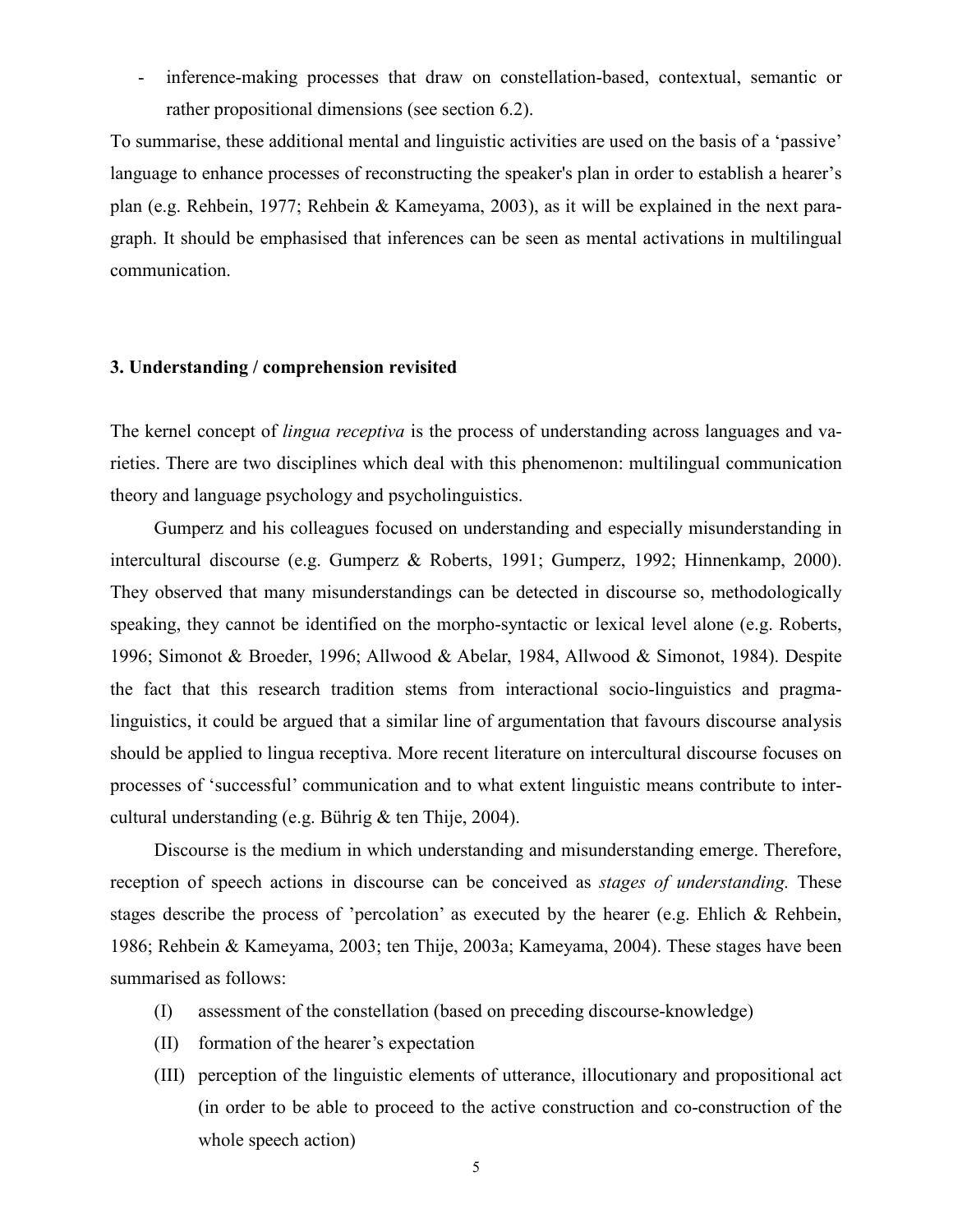- inference-making processes that draw on constellation-based, contextual, semantic or rather propositional dimensions (see section 6.2).

To summarise, these additional mental and linguistic activities are used on the basis of a 'passive' language to enhance processes of reconstructing the speaker's plan in order to establish a hearer's plan (e.g. Rehbein, 1977; Rehbein & Kameyama, 2003), as it will be explained in the next paragraph. It should be emphasised that inferences can be seen as mental activations in multilingual communication.

### 3. Understanding / comprehension revisited

The kernel concept of *lingua receptiva* is the process of understanding across languages and varieties. There are two disciplines which deal with this phenomenon: multilingual communication theory and language psychology and psycholinguistics.

Gumperz and his colleagues focused on understanding and especially misunderstanding in intercultural discourse (e.g. Gumperz & Roberts, 1991; Gumperz, 1992; Hinnenkamp, 2000). They observed that many misunderstandings can be detected in discourse so, methodologically speaking, they cannot be identified on the morpho-syntactic or lexical level alone (e.g. Roberts, 1996; Simonot & Broeder, 1996; Allwood & Abelar, 1984, Allwood & Simonot, 1984). Despite the fact that this research tradition stems from interactional socio-linguistics and pragma-linguistics, it could be argued that a similar line of argumentation that favours discourse analysis should be applied to lingua receptiva. More recent literature on intercultural discourse focuses on processes of 'successful' communication and to what extent linguistic means contribute to intercultural understanding (e.g. Bührig & ten Thije, 2004).

Discourse is the medium in which understanding and misunderstanding emerge. Therefore, reception of speech actions in discourse can be conceived as *stages of understanding.* These stages describe the process of 'percolation' as executed by the hearer (e.g. Ehlich & Rehbein, 1986; Rehbein & Kameyama, 2003; ten Thije, 2003a; Kameyama, 2004). These stages have been summarised as follows:

(I) assessment of the constellation (based on preceding discourse-knowledge)

(II) formation of the hearer's expectation

(III) perception of the linguistic elements of utterance, illocutionary and propositional act (in order to be able to proceed to the active construction and co-construction of the whole speech action)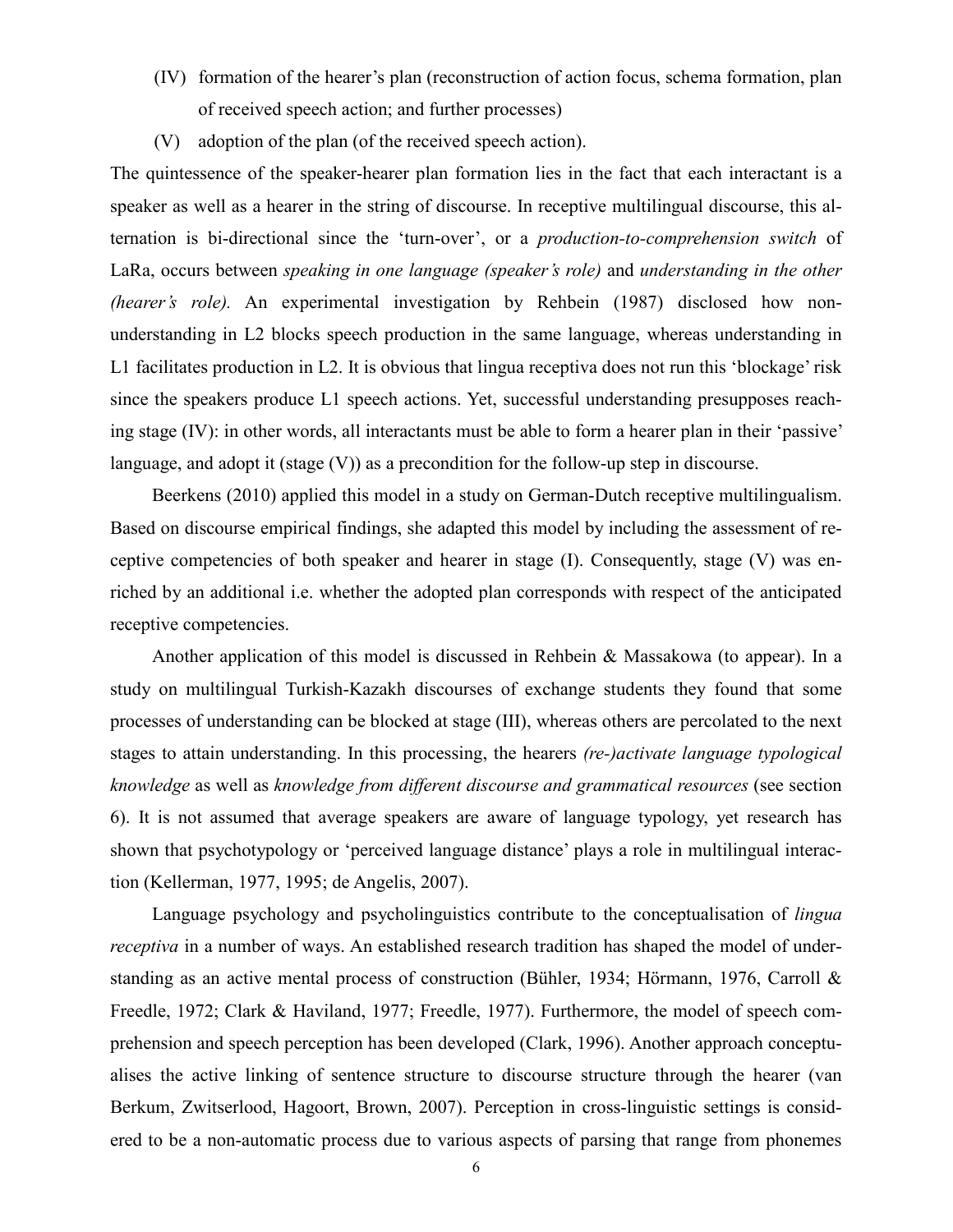(IV) formation of the hearer's plan (reconstruction of action focus, schema formation, plan of received speech action; and further processes)

(V) adoption of the plan (of the received speech action).

The quintessence of the speaker-hearer plan formation lies in the fact that each interactant is a speaker as well as a hearer in the string of discourse. In receptive multilingual discourse, this alternation is bi-directional since the 'turn-over', or a *production-to-comprehension switch* of LaRa, occurs between *speaking in one language (speaker's role)* and *understanding in the other (hearer's role).* An experimental investigation by Rehbein (1987) disclosed how non-understanding in L2 blocks speech production in the same language, whereas understanding in L1 facilitates production in L2. It is obvious that lingua receptiva does not run this 'blockage' risk since the speakers produce L1 speech actions. Yet, successful understanding presupposes reaching stage (IV): in other words, all interactants must be able to form a hearer plan in their 'passive' language, and adopt it (stage (V)) as a precondition for the follow-up step in discourse.

Beerkens (2010) applied this model in a study on German-Dutch receptive multilingualism. Based on discourse empirical findings, she adapted this model by including the assessment of receptive competencies of both speaker and hearer in stage (I). Consequently, stage (V) was enriched by an additional i.e. whether the adopted plan corresponds with respect of the anticipated receptive competencies.

Another application of this model is discussed in Rehbein & Massakowa (to appear). In a study on multilingual Turkish-Kazakh discourses of exchange students they found that some processes of understanding can be blocked at stage (III), whereas others are percolated to the next stages to attain understanding. In this processing, the hearers *(re-)activate language typological knowledge* as well as *knowledge from different discourse and grammatical resources* (see section 6). It is not assumed that average speakers are aware of language typology, yet research has shown that psychotypology or 'perceived language distance' plays a role in multilingual interaction (Kellerman, 1977, 1995; de Angelis, 2007).

Language psychology and psycholinguistics contribute to the conceptualisation of *lingua receptiva* in a number of ways. An established research tradition has shaped the model of understanding as an active mental process of construction (Bühler, 1934; Hörmann, 1976, Carroll & Freedle, 1972; Clark & Haviland, 1977; Freedle, 1977). Furthermore, the model of speech comprehension and speech perception has been developed (Clark, 1996). Another approach conceptualises the active linking of sentence structure to discourse structure through the hearer (van Berkum, Zwitserlood, Hagoort, Brown, 2007). Perception in cross-linguistic settings is considered to be a non-automatic process due to various aspects of parsing that range from phonemes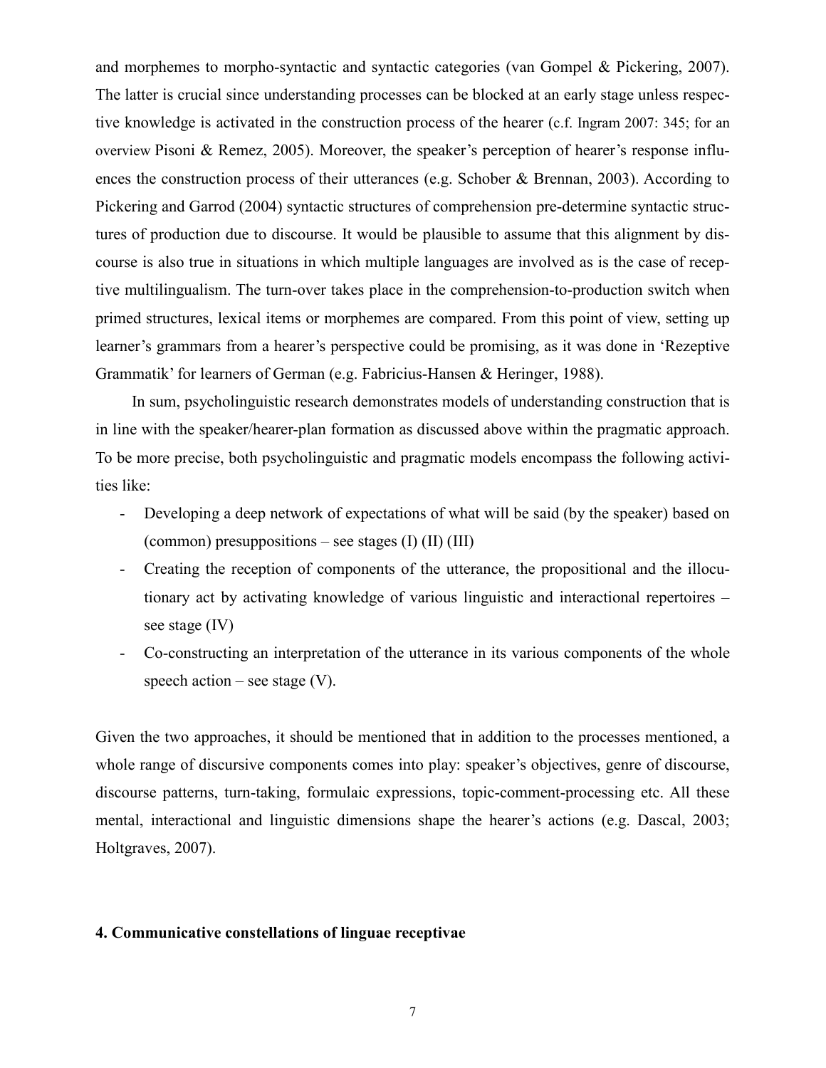and morphemes to morpho-syntactic and syntactic categories (van Gompel & Pickering, 2007). The latter is crucial since understanding processes can be blocked at an early stage unless respective knowledge is activated in the construction process of the hearer (c.f. Ingram 2007: 345; for an overview Pisoni & Remez, 2005). Moreover, the speaker's perception of hearer's response influences the construction process of their utterances (e.g. Schober & Brennan, 2003). According to Pickering and Garrod (2004) syntactic structures of comprehension pre-determine syntactic structures of production due to discourse. It would be plausible to assume that this alignment by discourse is also true in situations in which multiple languages are involved as is the case of receptive multilingualism. The turn-over takes place in the comprehension-to-production switch when primed structures, lexical items or morphemes are compared. From this point of view, setting up learner's grammars from a hearer's perspective could be promising, as it was done in 'Rezeptive Grammatik' for learners of German (e.g. Fabricius-Hansen & Heringer, 1988).

In sum, psycholinguistic research demonstrates models of understanding construction that is in line with the speaker/hearer-plan formation as discussed above within the pragmatic approach. To be more precise, both psycholinguistic and pragmatic models encompass the following activities like:

- Developing a deep network of expectations of what will be said (by the speaker) based on (common) presuppositions – see stages (I) (II) (III)
- Creating the reception of components of the utterance, the propositional and the illocutionary act by activating knowledge of various linguistic and interactional repertoires – see stage (IV)
- Co-constructing an interpretation of the utterance in its various components of the whole speech action – see stage (V).

Given the two approaches, it should be mentioned that in addition to the processes mentioned, a whole range of discursive components comes into play: speaker's objectives, genre of discourse, discourse patterns, turn-taking, formulaic expressions, topic-comment-processing etc. All these mental, interactional and linguistic dimensions shape the hearer's actions (e.g. Dascal, 2003; Holtgraves, 2007).

## 4. Communicative constellations of linguae receptivae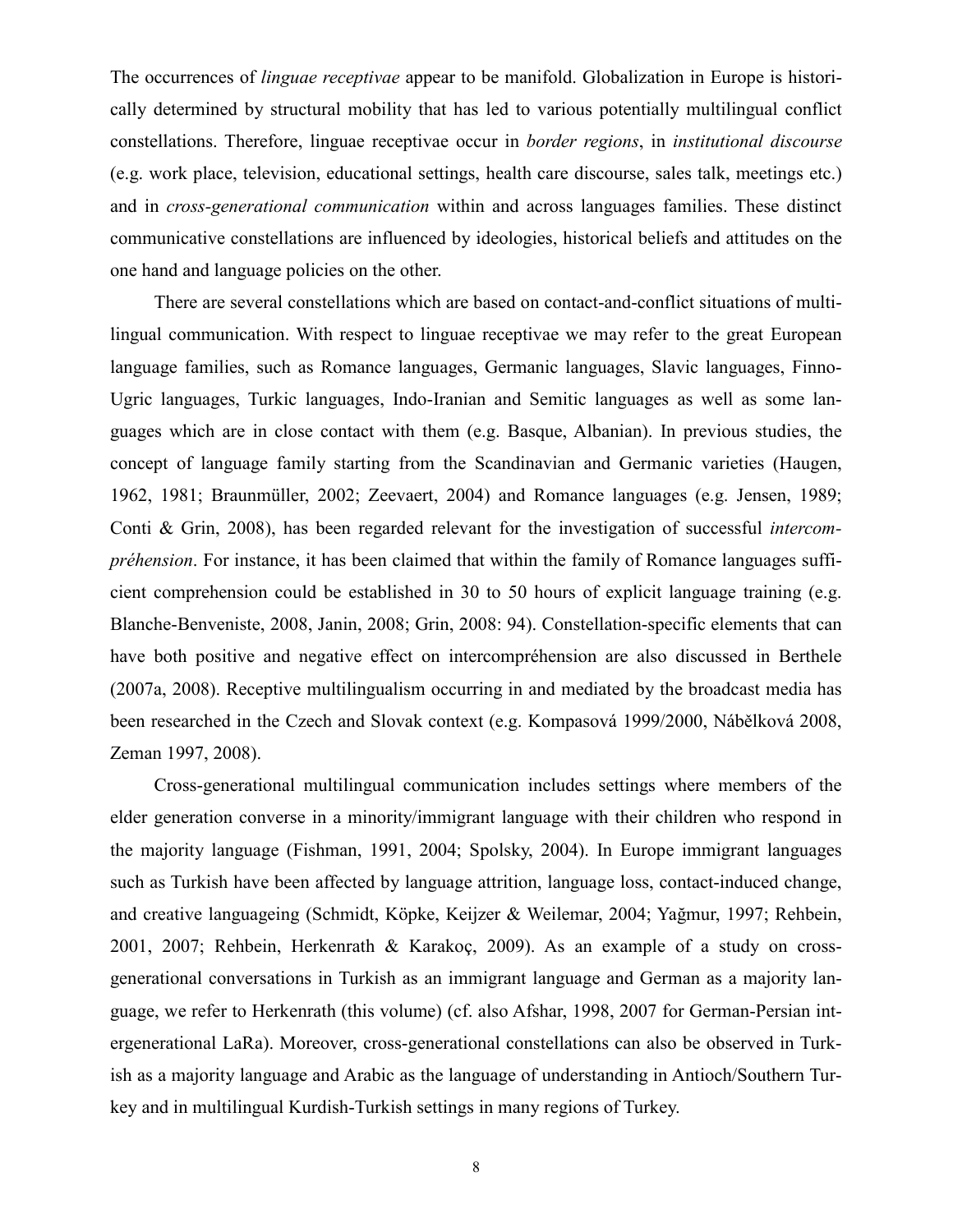The occurrences of *linguae receptivae* appear to be manifold. Globalization in Europe is historically determined by structural mobility that has led to various potentially multilingual conflict constellations. Therefore, linguae receptivae occur in *border regions*, in *institutional discourse* (e.g. work place, television, educational settings, health care discourse, sales talk, meetings etc.) and in *cross-generational communication* within and across languages families. These distinct communicative constellations are influenced by ideologies, historical beliefs and attitudes on the one hand and language policies on the other.

There are several constellations which are based on contact-and-conflict situations of multilingual communication. With respect to linguae receptivae we may refer to the great European language families, such as Romance languages, Germanic languages, Slavic languages, Finno-Ugric languages, Turkic languages, Indo-Iranian and Semitic languages as well as some languages which are in close contact with them (e.g. Basque, Albanian). In previous studies, the concept of language family starting from the Scandinavian and Germanic varieties (Haugen, 1962, 1981; Braunmüller, 2002; Zeevaert, 2004) and Romance languages (e.g. Jensen, 1989; Conti & Grin, 2008), has been regarded relevant for the investigation of successful *intercompréhension*. For instance, it has been claimed that within the family of Romance languages sufficient comprehension could be established in 30 to 50 hours of explicit language training (e.g. Blanche-Benveniste, 2008, Janin, 2008; Grin, 2008: 94). Constellation-specific elements that can have both positive and negative effect on intercompréhension are also discussed in Berthele (2007a, 2008). Receptive multilingualism occurring in and mediated by the broadcast media has been researched in the Czech and Slovak context (e.g. Kompasová 1999/2000, Nábělková 2008, Zeman 1997, 2008).

Cross-generational multilingual communication includes settings where members of the elder generation converse in a minority/immigrant language with their children who respond in the majority language (Fishman, 1991, 2004; Spolsky, 2004). In Europe immigrant languages such as Turkish have been affected by language attrition, language loss, contact-induced change, and creative languageing (Schmidt, Köpke, Keijzer & Weilemar, 2004; Yağmur, 1997; Rehbein, 2001, 2007; Rehbein, Herkenrath & Karakoç, 2009). As an example of a study on cross-generational conversations in Turkish as an immigrant language and German as a majority language, we refer to Herkenrath (this volume) (cf. also Afshar, 1998, 2007 for German-Persian intergenerational LaRa). Moreover, cross-generational constellations can also be observed in Turkish as a majority language and Arabic as the language of understanding in Antioch/Southern Turkey and in multilingual Kurdish-Turkish settings in many regions of Turkey.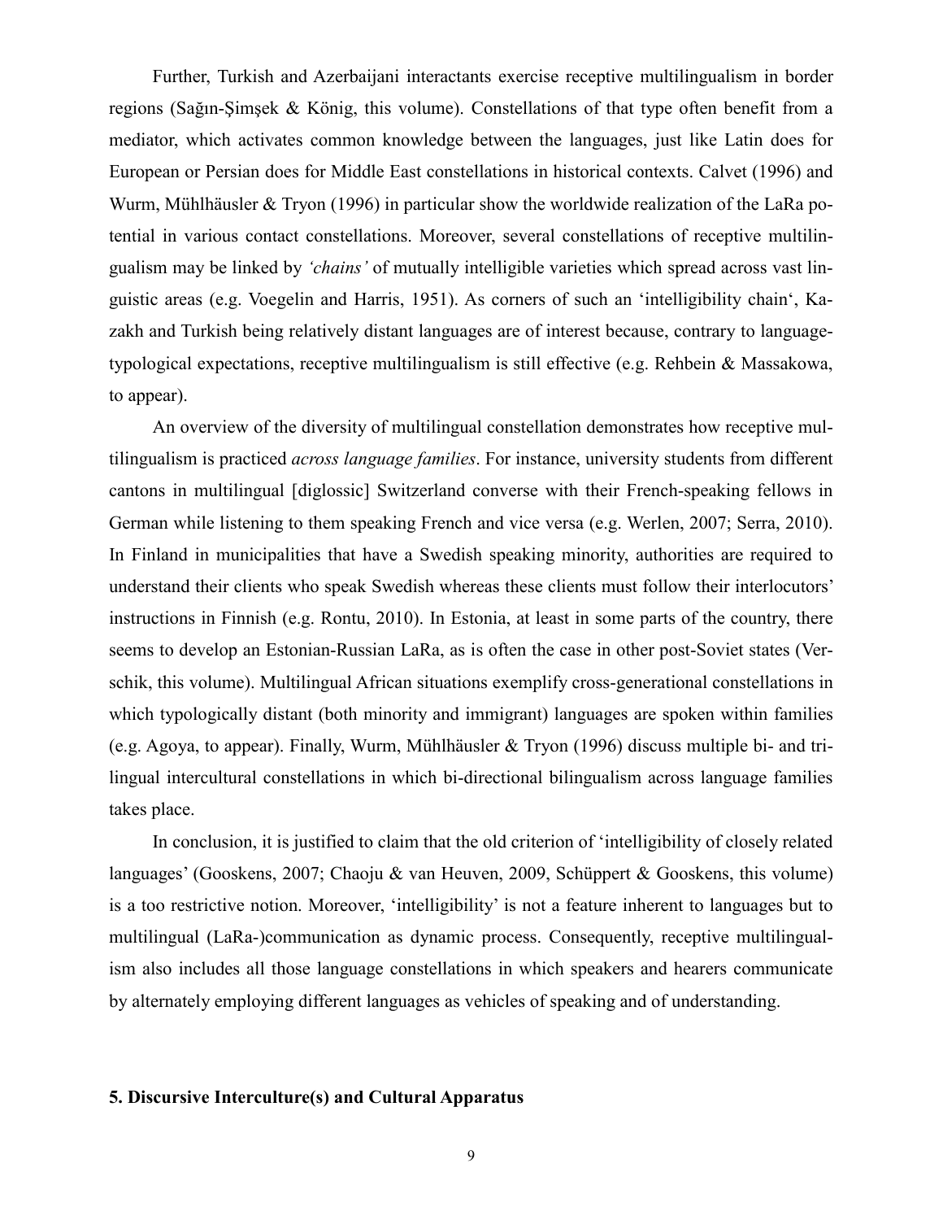Further, Turkish and Azerbaijani interactants exercise receptive multilingualism in border regions (Sağın-Şimşek & König, this volume). Constellations of that type often benefit from a mediator, which activates common knowledge between the languages, just like Latin does for European or Persian does for Middle East constellations in historical contexts. Calvet (1996) and Wurm, Mühlhäusler & Tryon (1996) in particular show the worldwide realization of the LaRa potential in various contact constellations. Moreover, several constellations of receptive multilingualism may be linked by *'chains'* of mutually intelligible varieties which spread across vast linguistic areas (e.g. Voegelin and Harris, 1951). As corners of such an 'intelligibility chain', Kazakh and Turkish being relatively distant languages are of interest because, contrary to language-typological expectations, receptive multilingualism is still effective (e.g. Rehbein & Massakowa, to appear).

An overview of the diversity of multilingual constellation demonstrates how receptive multilingualism is practiced *across language families*. For instance, university students from different cantons in multilingual [diglossic] Switzerland converse with their French-speaking fellows in German while listening to them speaking French and vice versa (e.g. Werlen, 2007; Serra, 2010). In Finland in municipalities that have a Swedish speaking minority, authorities are required to understand their clients who speak Swedish whereas these clients must follow their interlocutors' instructions in Finnish (e.g. Rontu, 2010). In Estonia, at least in some parts of the country, there seems to develop an Estonian-Russian LaRa, as is often the case in other post-Soviet states (Verschik, this volume). Multilingual African situations exemplify cross-generational constellations in which typologically distant (both minority and immigrant) languages are spoken within families (e.g. Agoya, to appear). Finally, Wurm, Mühlhäusler & Tryon (1996) discuss multiple bi- and trilingual intercultural constellations in which bi-directional bilingualism across language families takes place.

In conclusion, it is justified to claim that the old criterion of 'intelligibility of closely related languages' (Gooskens, 2007; Chaoju & van Heuven, 2009, Schüppert & Gooskens, this volume) is a too restrictive notion. Moreover, 'intelligibility' is not a feature inherent to languages but to multilingual (LaRa-)communication as dynamic process. Consequently, receptive multilingualism also includes all those language constellations in which speakers and hearers communicate by alternately employing different languages as vehicles of speaking and of understanding.

## 5. Discursive Interculture(s) and Cultural Apparatus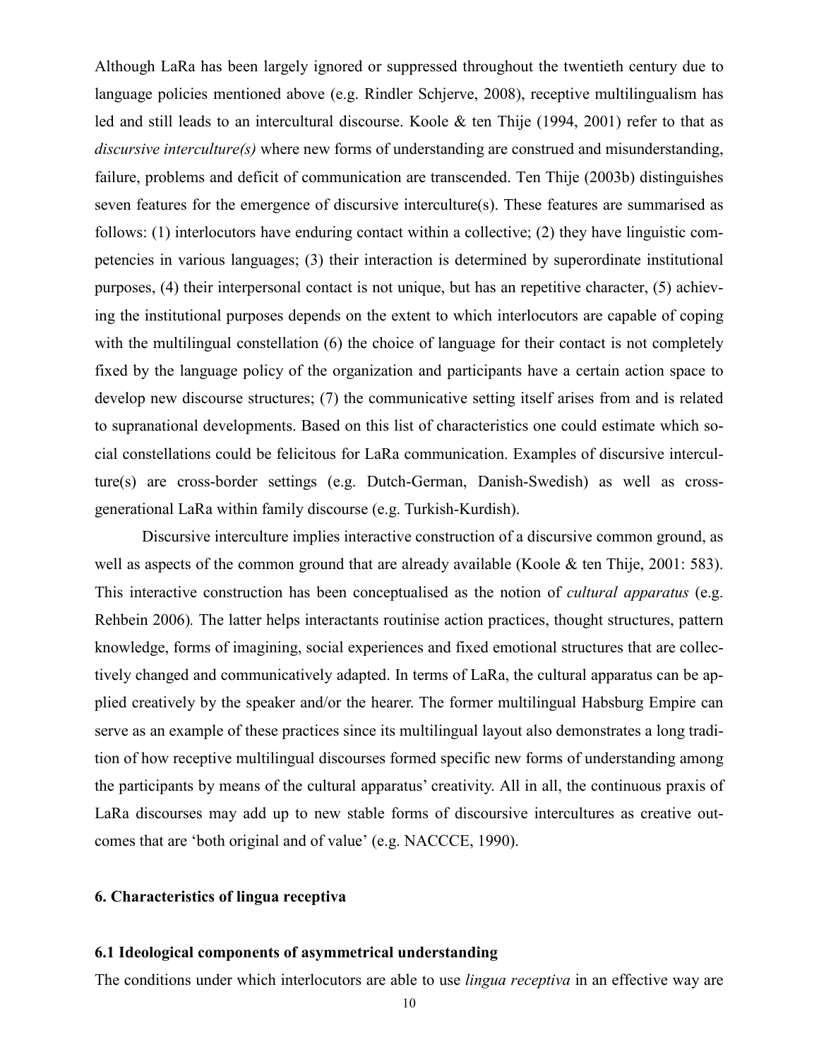Although LaRa has been largely ignored or suppressed throughout the twentieth century due to language policies mentioned above (e.g. Rindler Schjerve, 2008), receptive multilingualism has led and still leads to an intercultural discourse. Koole & ten Thije (1994, 2001) refer to that as *discursive interculture(s)* where new forms of understanding are construed and misunderstanding, failure, problems and deficit of communication are transcended. Ten Thije (2003b) distinguishes seven features for the emergence of discursive interculture(s). These features are summarised as follows: (1) interlocutors have enduring contact within a collective; (2) they have linguistic competencies in various languages; (3) their interaction is determined by superordinate institutional purposes, (4) their interpersonal contact is not unique, but has an repetitive character, (5) achieving the institutional purposes depends on the extent to which interlocutors are capable of coping with the multilingual constellation (6) the choice of language for their contact is not completely fixed by the language policy of the organization and participants have a certain action space to develop new discourse structures; (7) the communicative setting itself arises from and is related to supranational developments. Based on this list of characteristics one could estimate which social constellations could be felicitous for LaRa communication. Examples of discursive interculture(s) are cross-border settings (e.g. Dutch-German, Danish-Swedish) as well as cross-generational LaRa within family discourse (e.g. Turkish-Kurdish).

Discursive interculture implies interactive construction of a discursive common ground, as well as aspects of the common ground that are already available (Koole & ten Thije, 2001: 583). This interactive construction has been conceptualised as the notion of *cultural apparatus* (e.g. Rehbein 2006)*.* The latter helps interactants routinise action practices, thought structures, pattern knowledge, forms of imagining, social experiences and fixed emotional structures that are collectively changed and communicatively adapted. In terms of LaRa, the cultural apparatus can be applied creatively by the speaker and/or the hearer. The former multilingual Habsburg Empire can serve as an example of these practices since its multilingual layout also demonstrates a long tradition of how receptive multilingual discourses formed specific new forms of understanding among the participants by means of the cultural apparatus' creativity. All in all, the continuous praxis of LaRa discourses may add up to new stable forms of discoursive intercultures as creative outcomes that are 'both original and of value' (e.g. NACCCE, 1990).

## 6. Characteristics of lingua receptiva

### 6.1 Ideological components of asymmetrical understanding

The conditions under which interlocutors are able to use *lingua receptiva* in an effective way are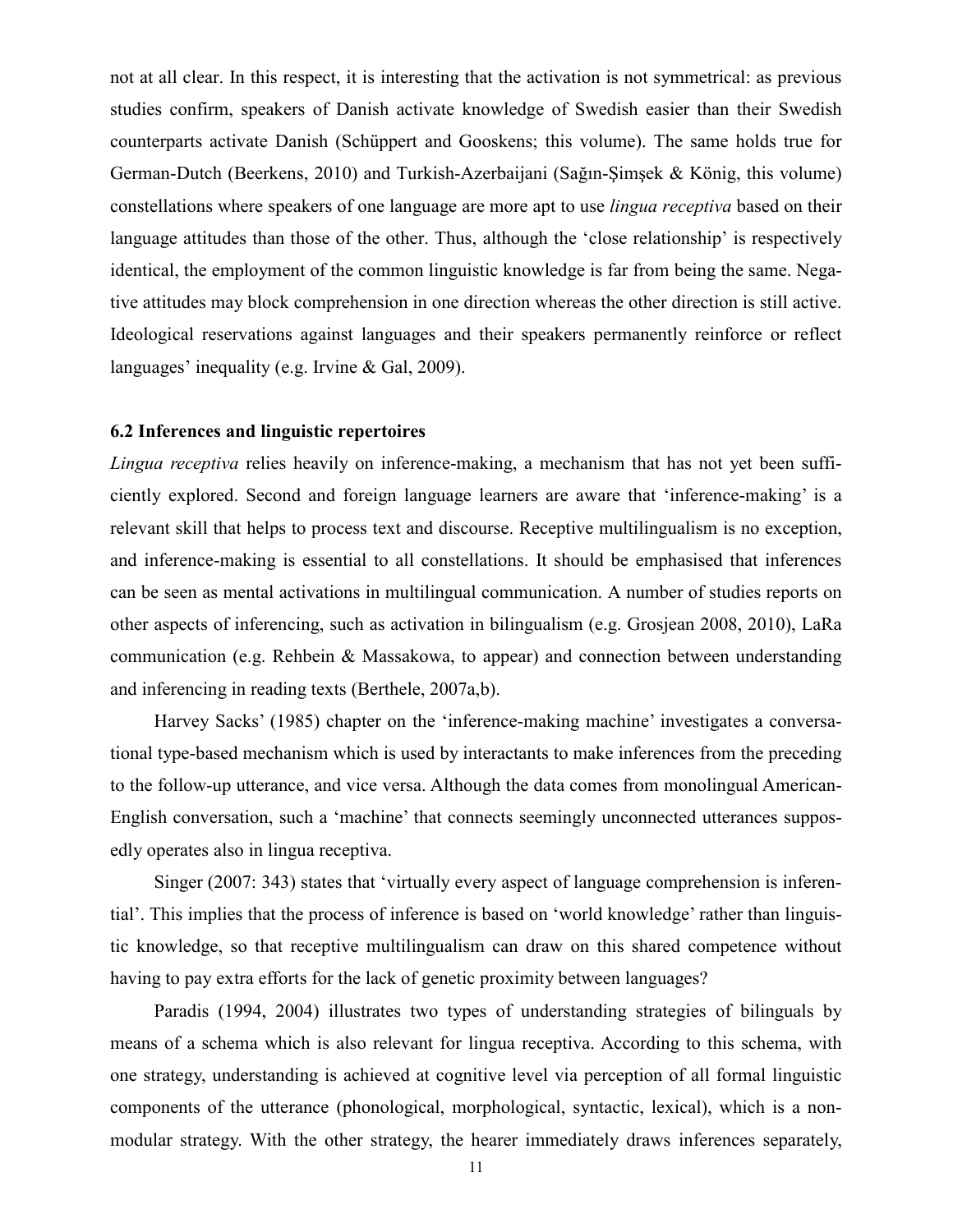not at all clear. In this respect, it is interesting that the activation is not symmetrical: as previous studies confirm, speakers of Danish activate knowledge of Swedish easier than their Swedish counterparts activate Danish (Schüppert and Gooskens; this volume). The same holds true for German-Dutch (Beerkens, 2010) and Turkish-Azerbaijani (Sağın-Şimşek & König, this volume) constellations where speakers of one language are more apt to use *lingua receptiva* based on their language attitudes than those of the other. Thus, although the 'close relationship' is respectively identical, the employment of the common linguistic knowledge is far from being the same. Negative attitudes may block comprehension in one direction whereas the other direction is still active. Ideological reservations against languages and their speakers permanently reinforce or reflect languages' inequality (e.g. Irvine & Gal, 2009).

### 6.2 Inferences and linguistic repertoires

*Lingua receptiva* relies heavily on inference-making, a mechanism that has not yet been sufficiently explored. Second and foreign language learners are aware that 'inference-making' is a relevant skill that helps to process text and discourse. Receptive multilingualism is no exception, and inference-making is essential to all constellations. It should be emphasised that inferences can be seen as mental activations in multilingual communication. A number of studies reports on other aspects of inferencing, such as activation in bilingualism (e.g. Grosjean 2008, 2010), LaRa communication (e.g. Rehbein & Massakowa, to appear) and connection between understanding and inferencing in reading texts (Berthele, 2007a,b).

Harvey Sacks' (1985) chapter on the 'inference-making machine' investigates a conversational type-based mechanism which is used by interactants to make inferences from the preceding to the follow-up utterance, and vice versa. Although the data comes from monolingual American-English conversation, such a 'machine' that connects seemingly unconnected utterances supposedly operates also in lingua receptiva.

Singer (2007: 343) states that 'virtually every aspect of language comprehension is inferential'. This implies that the process of inference is based on 'world knowledge' rather than linguistic knowledge, so that receptive multilingualism can draw on this shared competence without having to pay extra efforts for the lack of genetic proximity between languages?

Paradis (1994, 2004) illustrates two types of understanding strategies of bilinguals by means of a schema which is also relevant for lingua receptiva. According to this schema, with one strategy, understanding is achieved at cognitive level via perception of all formal linguistic components of the utterance (phonological, morphological, syntactic, lexical), which is a non-modular strategy. With the other strategy, the hearer immediately draws inferences separately,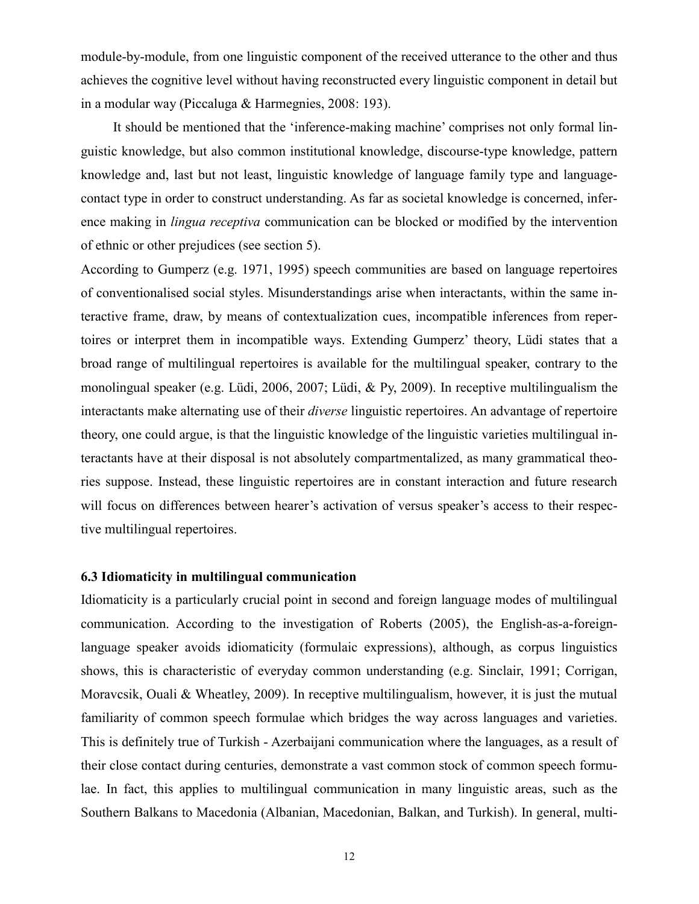module-by-module, from one linguistic component of the received utterance to the other and thus achieves the cognitive level without having reconstructed every linguistic component in detail but in a modular way (Piccaluga & Harmegnies, 2008: 193).

It should be mentioned that the 'inference-making machine' comprises not only formal linguistic knowledge, but also common institutional knowledge, discourse-type knowledge, pattern knowledge and, last but not least, linguistic knowledge of language family type and language-contact type in order to construct understanding. As far as societal knowledge is concerned, inference making in *lingua receptiva* communication can be blocked or modified by the intervention of ethnic or other prejudices (see section 5).

According to Gumperz (e.g. 1971, 1995) speech communities are based on language repertoires of conventionalised social styles. Misunderstandings arise when interactants, within the same interactive frame, draw, by means of contextualization cues, incompatible inferences from repertoires or interpret them in incompatible ways. Extending Gumperz' theory, Lüdi states that a broad range of multilingual repertoires is available for the multilingual speaker, contrary to the monolingual speaker (e.g. Lüdi, 2006, 2007; Lüdi, & Py, 2009). In receptive multilingualism the interactants make alternating use of their *diverse* linguistic repertoires. An advantage of repertoire theory, one could argue, is that the linguistic knowledge of the linguistic varieties multilingual interactants have at their disposal is not absolutely compartmentalized, as many grammatical theories suppose. Instead, these linguistic repertoires are in constant interaction and future research will focus on differences between hearer's activation of versus speaker's access to their respective multilingual repertoires.

### 6.3 Idiomaticity in multilingual communication

Idiomaticity is a particularly crucial point in second and foreign language modes of multilingual communication. According to the investigation of Roberts (2005), the English-as-a-foreign-language speaker avoids idiomaticity (formulaic expressions), although, as corpus linguistics shows, this is characteristic of everyday common understanding (e.g. Sinclair, 1991; Corrigan, Moravcsik, Ouali & Wheatley, 2009). In receptive multilingualism, however, it is just the mutual familiarity of common speech formulae which bridges the way across languages and varieties. This is definitely true of Turkish - Azerbaijani communication where the languages, as a result of their close contact during centuries, demonstrate a vast common stock of common speech formulae. In fact, this applies to multilingual communication in many linguistic areas, such as the Southern Balkans to Macedonia (Albanian, Macedonian, Balkan, and Turkish). In general, multi-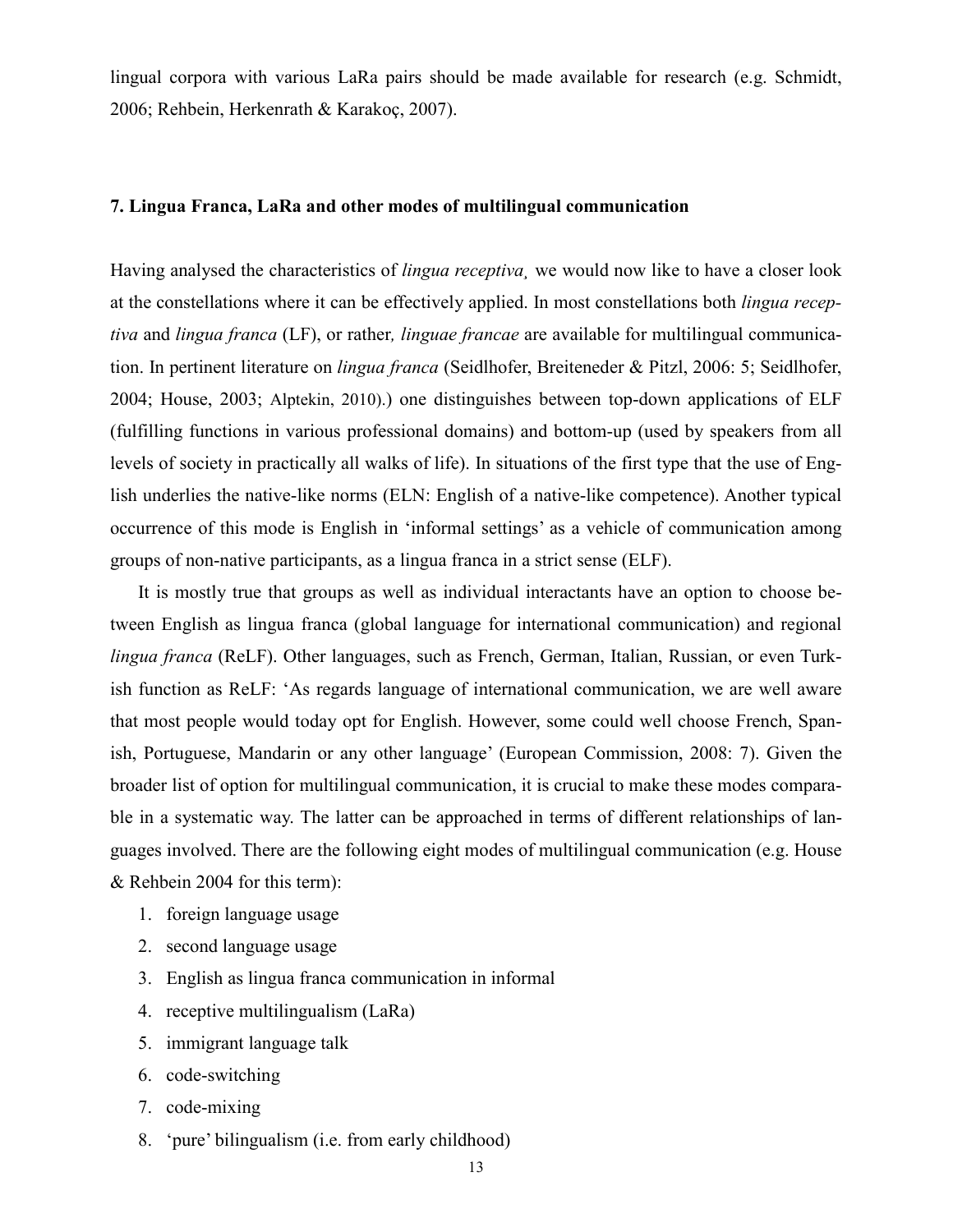lingual corpora with various LaRa pairs should be made available for research (e.g. Schmidt, 2006; Rehbein, Herkenrath & Karakoç, 2007).

## 7. Lingua Franca, LaRa and other modes of multilingual communication

Having analysed the characteristics of *lingua receptiva¸* we would now like to have a closer look at the constellations where it can be effectively applied. In most constellations both *lingua receptiva* and *lingua franca* (LF), or rather*, linguae francae* are available for multilingual communication. In pertinent literature on *lingua franca* (Seidlhofer, Breiteneder & Pitzl, 2006: 5; Seidlhofer, 2004; House, 2003; Alptekin, 2010).) one distinguishes between top-down applications of ELF (fulfilling functions in various professional domains) and bottom-up (used by speakers from all levels of society in practically all walks of life). In situations of the first type that the use of English underlies the native-like norms (ELN: English of a native-like competence). Another typical occurrence of this mode is English in 'informal settings' as a vehicle of communication among groups of non-native participants, as a lingua franca in a strict sense (ELF).

It is mostly true that groups as well as individual interactants have an option to choose between English as lingua franca (global language for international communication) and regional *lingua franca* (ReLF). Other languages, such as French, German, Italian, Russian, or even Turkish function as ReLF: 'As regards language of international communication, we are well aware that most people would today opt for English. However, some could well choose French, Spanish, Portuguese, Mandarin or any other language' (European Commission, 2008: 7). Given the broader list of option for multilingual communication, it is crucial to make these modes comparable in a systematic way. The latter can be approached in terms of different relationships of languages involved. There are the following eight modes of multilingual communication (e.g. House & Rehbein 2004 for this term):

1. foreign language usage
2. second language usage
3. English as lingua franca communication in informal
4. receptive multilingualism (LaRa)
5. immigrant language talk
6. code-switching
7. code-mixing
8. 'pure' bilingualism (i.e. from early childhood)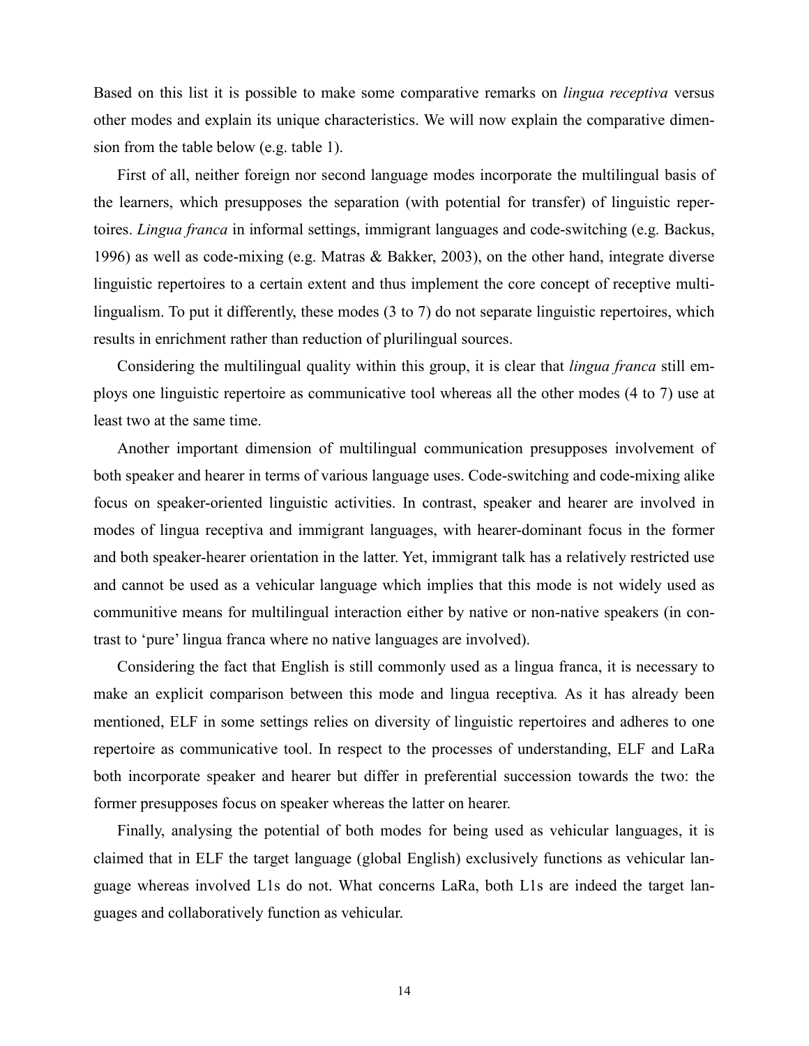Based on this list it is possible to make some comparative remarks on *lingua receptiva* versus other modes and explain its unique characteristics. We will now explain the comparative dimension from the table below (e.g. table 1).

First of all, neither foreign nor second language modes incorporate the multilingual basis of the learners, which presupposes the separation (with potential for transfer) of linguistic repertoires. *Lingua franca* in informal settings, immigrant languages and code-switching (e.g. Backus, 1996) as well as code-mixing (e.g. Matras & Bakker, 2003), on the other hand, integrate diverse linguistic repertoires to a certain extent and thus implement the core concept of receptive multilingualism. To put it differently, these modes (3 to 7) do not separate linguistic repertoires, which results in enrichment rather than reduction of plurilingual sources.

Considering the multilingual quality within this group, it is clear that *lingua franca* still employs one linguistic repertoire as communicative tool whereas all the other modes (4 to 7) use at least two at the same time.

Another important dimension of multilingual communication presupposes involvement of both speaker and hearer in terms of various language uses. Code-switching and code-mixing alike focus on speaker-oriented linguistic activities. In contrast, speaker and hearer are involved in modes of lingua receptiva and immigrant languages, with hearer-dominant focus in the former and both speaker-hearer orientation in the latter. Yet, immigrant talk has a relatively restricted use and cannot be used as a vehicular language which implies that this mode is not widely used as communitive means for multilingual interaction either by native or non-native speakers (in contrast to 'pure' lingua franca where no native languages are involved).

Considering the fact that English is still commonly used as a lingua franca, it is necessary to make an explicit comparison between this mode and lingua receptiva*.* As it has already been mentioned, ELF in some settings relies on diversity of linguistic repertoires and adheres to one repertoire as communicative tool. In respect to the processes of understanding, ELF and LaRa both incorporate speaker and hearer but differ in preferential succession towards the two: the former presupposes focus on speaker whereas the latter on hearer.

Finally, analysing the potential of both modes for being used as vehicular languages, it is claimed that in ELF the target language (global English) exclusively functions as vehicular language whereas involved L1s do not. What concerns LaRa, both L1s are indeed the target languages and collaboratively function as vehicular.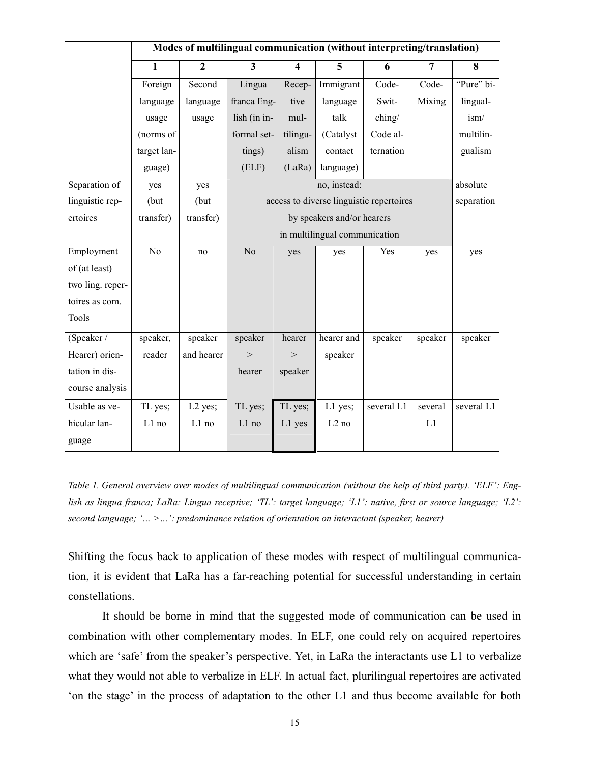| | Modes of multilingual communication (without interpreting/translation) | | | | | | | |
|---|---|---|---|---|---|---|---|---|
| | 1 | 2 | 3 | 4 | 5 | 6 | 7 | 8 |
| | Foreign language usage (norms of target language) | Second language usage | Lingua franca English (in informal settings) (ELF) | Receptive multilingualism (LaRa) | Immigrant language talk (Catalyst contact language) | Code-Switching/ Code alternation | Code-Mixing | "Pure" bilingualism/ multilingualism |
| Separation of linguistic repertoires | yes (but transfer) | yes (but transfer) | no, instead: access to diverse linguistic repertoires by speakers and/or hearers in multilingual communication | | | | | absolute separation |
| Employment of (at least) two ling. repertoires as com. Tools | No | no | No | yes | yes | Yes | yes | yes |
| (Speaker / Hearer) orientation in discourse analysis | speaker, reader | speaker and hearer | speaker > hearer | hearer > speaker | hearer and speaker | speaker | speaker | speaker |
| Usable as vehicular language | TL yes; L1 no | L2 yes; L1 no | TL yes; L1 no | TL yes; L1 yes | L1 yes; L2 no | several L1 | several L1 | several L1 |

*Table 1. General overview over modes of multilingual communication (without the help of third party). 'ELF': English as lingua franca; LaRa: Lingua receptive; 'TL': target language; 'L1': native, first or source language; 'L2': second language; '… >…': predominance relation of orientation on interactant (speaker, hearer)*

Shifting the focus back to application of these modes with respect of multilingual communication, it is evident that LaRa has a far-reaching potential for successful understanding in certain constellations.

It should be borne in mind that the suggested mode of communication can be used in combination with other complementary modes. In ELF, one could rely on acquired repertoires which are 'safe' from the speaker's perspective. Yet, in LaRa the interactants use L1 to verbalize what they would not able to verbalize in ELF. In actual fact, plurilingual repertoires are activated 'on the stage' in the process of adaptation to the other L1 and thus become available for both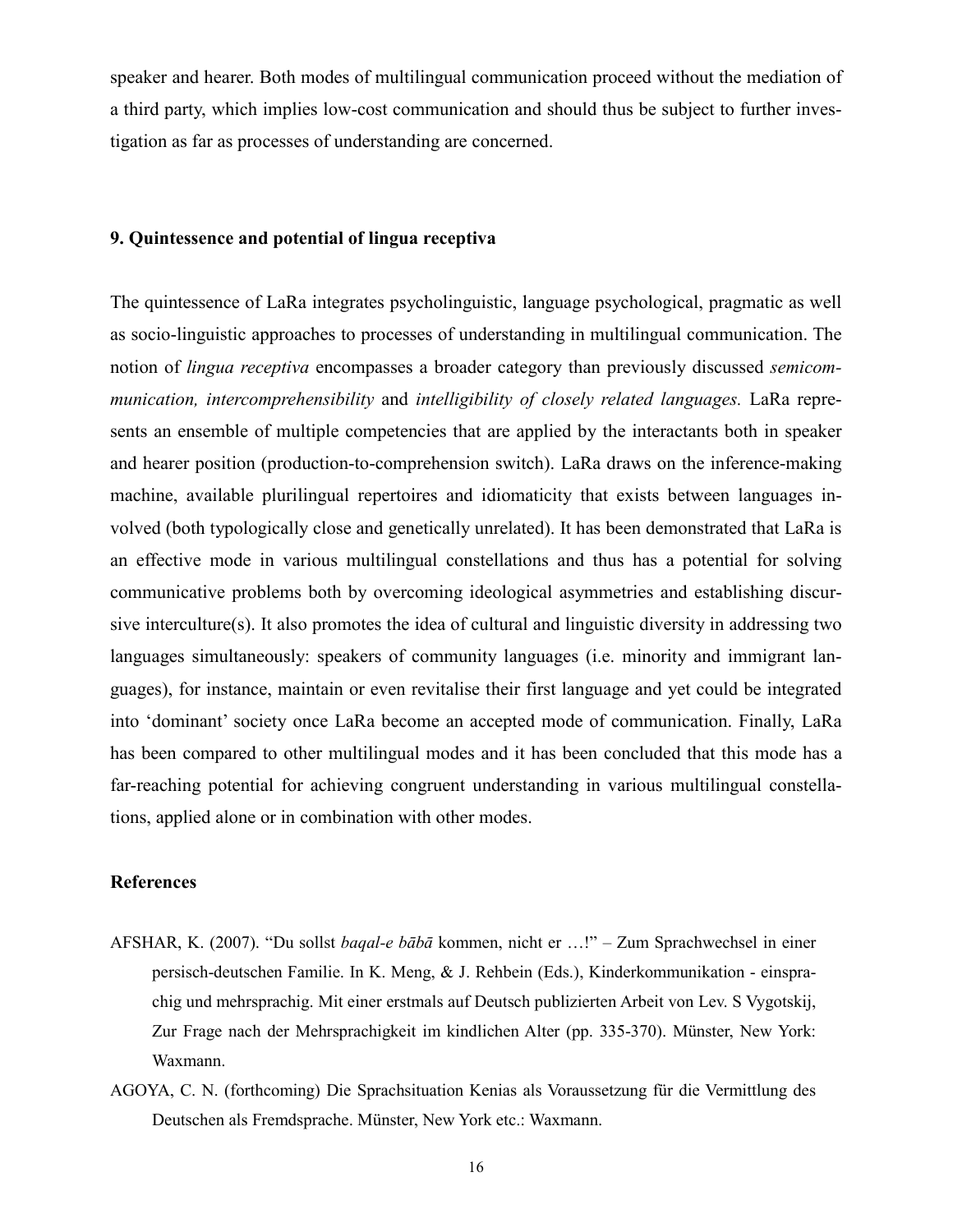speaker and hearer. Both modes of multilingual communication proceed without the mediation of a third party, which implies low-cost communication and should thus be subject to further investigation as far as processes of understanding are concerned.

## 9. Quintessence and potential of lingua receptiva

The quintessence of LaRa integrates psycholinguistic, language psychological, pragmatic as well as socio-linguistic approaches to processes of understanding in multilingual communication. The notion of *lingua receptiva* encompasses a broader category than previously discussed *semicommunication, intercomprehensibility* and *intelligibility of closely related languages.* LaRa represents an ensemble of multiple competencies that are applied by the interactants both in speaker and hearer position (production-to-comprehension switch). LaRa draws on the inference-making machine, available plurilingual repertoires and idiomaticity that exists between languages involved (both typologically close and genetically unrelated). It has been demonstrated that LaRa is an effective mode in various multilingual constellations and thus has a potential for solving communicative problems both by overcoming ideological asymmetries and establishing discursive interculture(s). It also promotes the idea of cultural and linguistic diversity in addressing two languages simultaneously: speakers of community languages (i.e. minority and immigrant languages), for instance, maintain or even revitalise their first language and yet could be integrated into 'dominant' society once LaRa become an accepted mode of communication. Finally, LaRa has been compared to other multilingual modes and it has been concluded that this mode has a far-reaching potential for achieving congruent understanding in various multilingual constellations, applied alone or in combination with other modes.

## References

AFSHAR, K. (2007). "Du sollst *baqal-e bābā* kommen, nicht er …!" – Zum Sprachwechsel in einer persisch-deutschen Familie. In K. Meng, & J. Rehbein (Eds.), Kinderkommunikation - einsprachig und mehrsprachig. Mit einer erstmals auf Deutsch publizierten Arbeit von Lev. S Vygotskij, Zur Frage nach der Mehrsprachigkeit im kindlichen Alter (pp. 335-370). Münster, New York: Waxmann.

AGOYA, C. N. (forthcoming) Die Sprachsituation Kenias als Voraussetzung für die Vermittlung des Deutschen als Fremdsprache. Münster, New York etc.: Waxmann.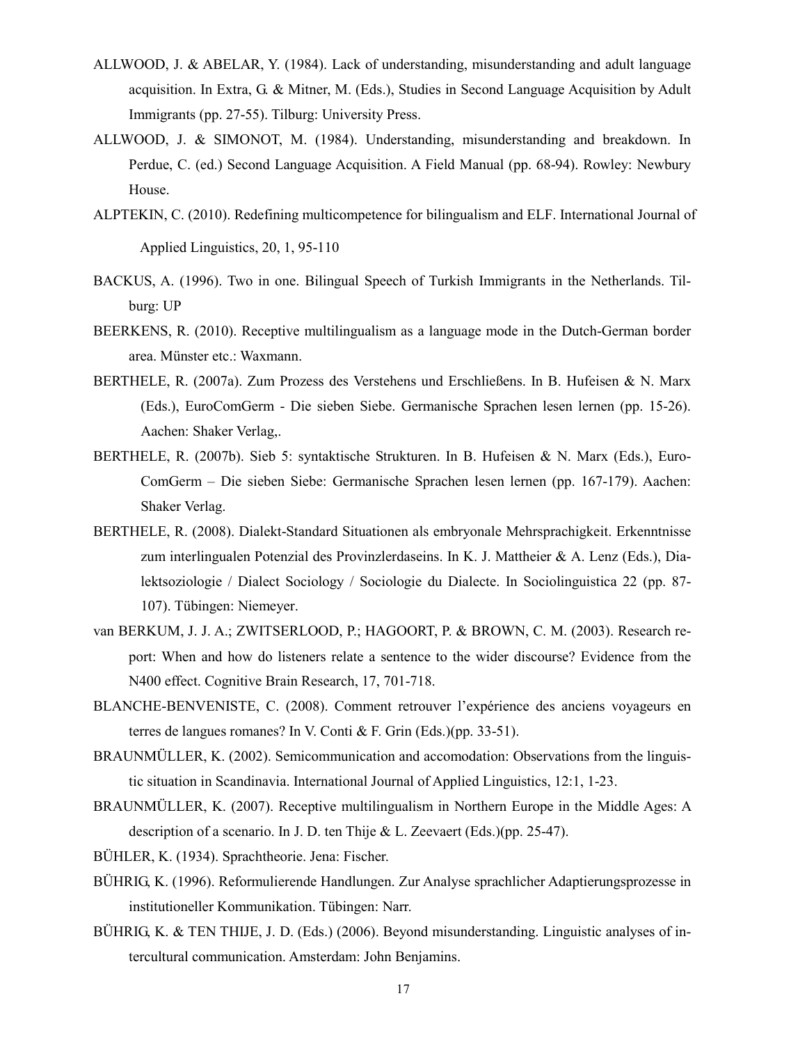ALLWOOD, J. & ABELAR, Y. (1984). Lack of understanding, misunderstanding and adult language acquisition. In Extra, G. & Mitner, M. (Eds.), Studies in Second Language Acquisition by Adult Immigrants (pp. 27-55). Tilburg: University Press.

ALLWOOD, J. & SIMONOT, M. (1984). Understanding, misunderstanding and breakdown. In Perdue, C. (ed.) Second Language Acquisition. A Field Manual (pp. 68-94). Rowley: Newbury House.

ALPTEKIN, C. (2010). Redefining multicompetence for bilingualism and ELF. International Journal of Applied Linguistics, 20, 1, 95-110

BACKUS, A. (1996). Two in one. Bilingual Speech of Turkish Immigrants in the Netherlands. Tilburg: UP

BEERKENS, R. (2010). Receptive multilingualism as a language mode in the Dutch-German border area. Münster etc.: Waxmann.

BERTHELE, R. (2007a). Zum Prozess des Verstehens und Erschließens. In B. Hufeisen & N. Marx (Eds.), EuroComGerm - Die sieben Siebe. Germanische Sprachen lesen lernen (pp. 15-26). Aachen: Shaker Verlag,.

BERTHELE, R. (2007b). Sieb 5: syntaktische Strukturen. In B. Hufeisen & N. Marx (Eds.), EuroComGerm – Die sieben Siebe: Germanische Sprachen lesen lernen (pp. 167-179). Aachen: Shaker Verlag.

BERTHELE, R. (2008). Dialekt-Standard Situationen als embryonale Mehrsprachigkeit. Erkenntnisse zum interlingualen Potenzial des Provinzlerdaseins. In K. J. Mattheier & A. Lenz (Eds.), Dialektsoziologie / Dialect Sociology / Sociologie du Dialecte. In Sociolinguistica 22 (pp. 87-107). Tübingen: Niemeyer.

van BERKUM, J. J. A.; ZWITSERLOOD, P.; HAGOORT, P. & BROWN, C. M. (2003). Research report: When and how do listeners relate a sentence to the wider discourse? Evidence from the N400 effect. Cognitive Brain Research, 17, 701-718.

BLANCHE-BENVENISTE, C. (2008). Comment retrouver l'expérience des anciens voyageurs en terres de langues romanes? In V. Conti & F. Grin (Eds.)(pp. 33-51).

BRAUNMÜLLER, K. (2002). Semicommunication and accomodation: Observations from the linguistic situation in Scandinavia. International Journal of Applied Linguistics, 12:1, 1-23.

BRAUNMÜLLER, K. (2007). Receptive multilingualism in Northern Europe in the Middle Ages: A description of a scenario. In J. D. ten Thije & L. Zeevaert (Eds.)(pp. 25-47).

BÜHLER, K. (1934). Sprachtheorie. Jena: Fischer.

BÜHRIG, K. (1996). Reformulierende Handlungen. Zur Analyse sprachlicher Adaptierungsprozesse in institutioneller Kommunikation. Tübingen: Narr.

BÜHRIG, K. & TEN THIJE, J. D. (Eds.) (2006). Beyond misunderstanding. Linguistic analyses of intercultural communication. Amsterdam: John Benjamins.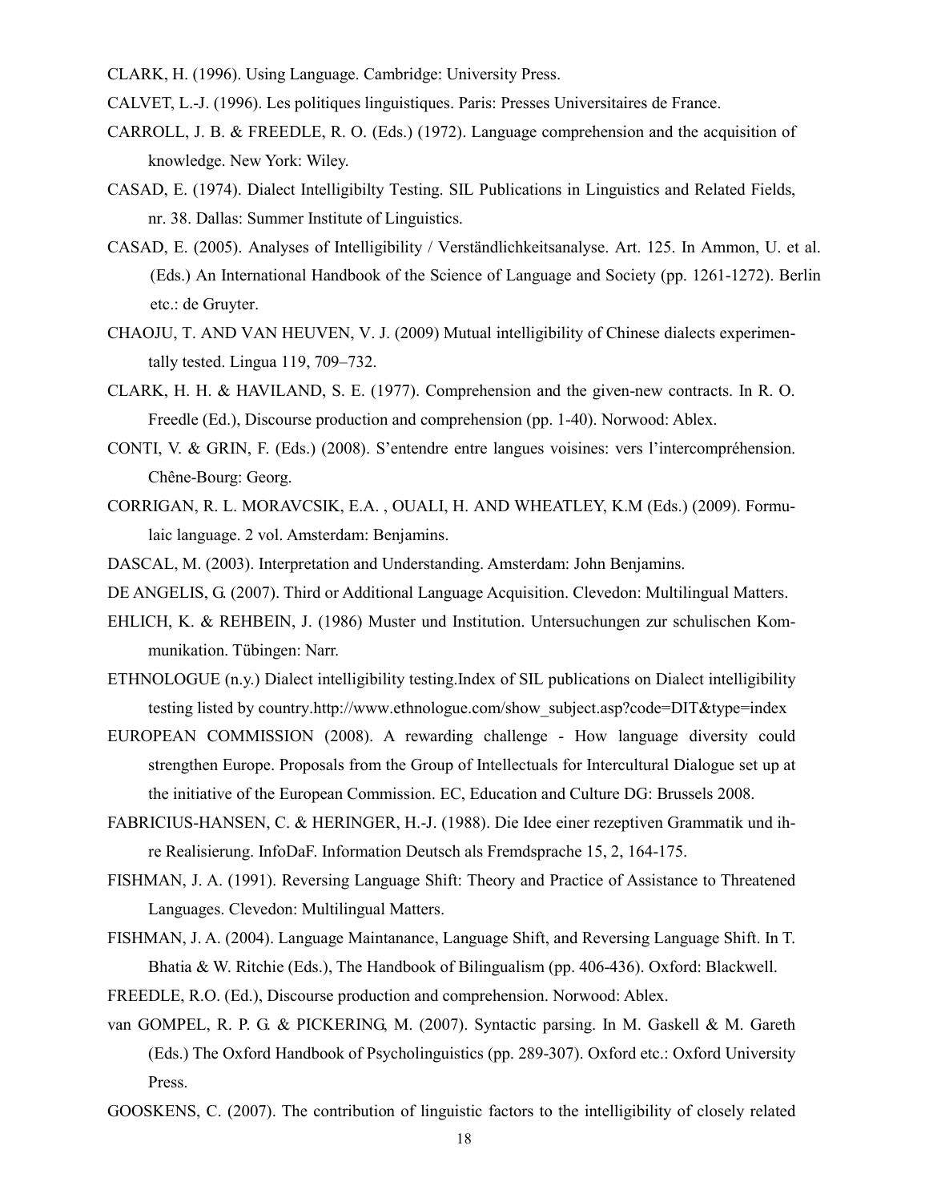CLARK, H. (1996). Using Language. Cambridge: University Press.

CALVET, L.-J. (1996). Les politiques linguistiques. Paris: Presses Universitaires de France.

CARROLL, J. B. & FREEDLE, R. O. (Eds.) (1972). Language comprehension and the acquisition of knowledge. New York: Wiley.

CASAD, E. (1974). Dialect Intelligibilty Testing. SIL Publications in Linguistics and Related Fields, nr. 38. Dallas: Summer Institute of Linguistics.

CASAD, E. (2005). Analyses of Intelligibility / Verständlichkeitsanalyse. Art. 125. In Ammon, U. et al. (Eds.) An International Handbook of the Science of Language and Society (pp. 1261-1272). Berlin etc.: de Gruyter.

CHAOJU, T. AND VAN HEUVEN, V. J. (2009) Mutual intelligibility of Chinese dialects experimentally tested. Lingua 119, 709–732.

CLARK, H. H. & HAVILAND, S. E. (1977). Comprehension and the given-new contracts. In R. O. Freedle (Ed.), Discourse production and comprehension (pp. 1-40). Norwood: Ablex.

CONTI, V. & GRIN, F. (Eds.) (2008). S'entendre entre langues voisines: vers l'intercompréhension. Chêne-Bourg: Georg.

CORRIGAN, R. L. MORAVCSIK, E.A. , OUALI, H. AND WHEATLEY, K.M (Eds.) (2009). Formulaic language. 2 vol. Amsterdam: Benjamins.

DASCAL, M. (2003). Interpretation and Understanding. Amsterdam: John Benjamins.

DE ANGELIS, G. (2007). Third or Additional Language Acquisition. Clevedon: Multilingual Matters.

EHLICH, K. & REHBEIN, J. (1986) Muster und Institution. Untersuchungen zur schulischen Kommunikation. Tübingen: Narr.

ETHNOLOGUE (n.y.) Dialect intelligibility testing.Index of SIL publications on Dialect intelligibility testing listed by country.http://www.ethnologue.com/show_subject.asp?code=DIT&type=index

EUROPEAN COMMISSION (2008). A rewarding challenge - How language diversity could strengthen Europe. Proposals from the Group of Intellectuals for Intercultural Dialogue set up at the initiative of the European Commission. EC, Education and Culture DG: Brussels 2008.

FABRICIUS-HANSEN, C. & HERINGER, H.-J. (1988). Die Idee einer rezeptiven Grammatik und ihre Realisierung. InfoDaF. Information Deutsch als Fremdsprache 15, 2, 164-175.

FISHMAN, J. A. (1991). Reversing Language Shift: Theory and Practice of Assistance to Threatened Languages. Clevedon: Multilingual Matters.

FISHMAN, J. A. (2004). Language Maintanance, Language Shift, and Reversing Language Shift. In T. Bhatia & W. Ritchie (Eds.), The Handbook of Bilingualism (pp. 406-436). Oxford: Blackwell.

FREEDLE, R.O. (Ed.), Discourse production and comprehension. Norwood: Ablex.

van GOMPEL, R. P. G. & PICKERING, M. (2007). Syntactic parsing. In M. Gaskell & M. Gareth (Eds.) The Oxford Handbook of Psycholinguistics (pp. 289-307). Oxford etc.: Oxford University Press.

GOOSKENS, C. (2007). The contribution of linguistic factors to the intelligibility of closely related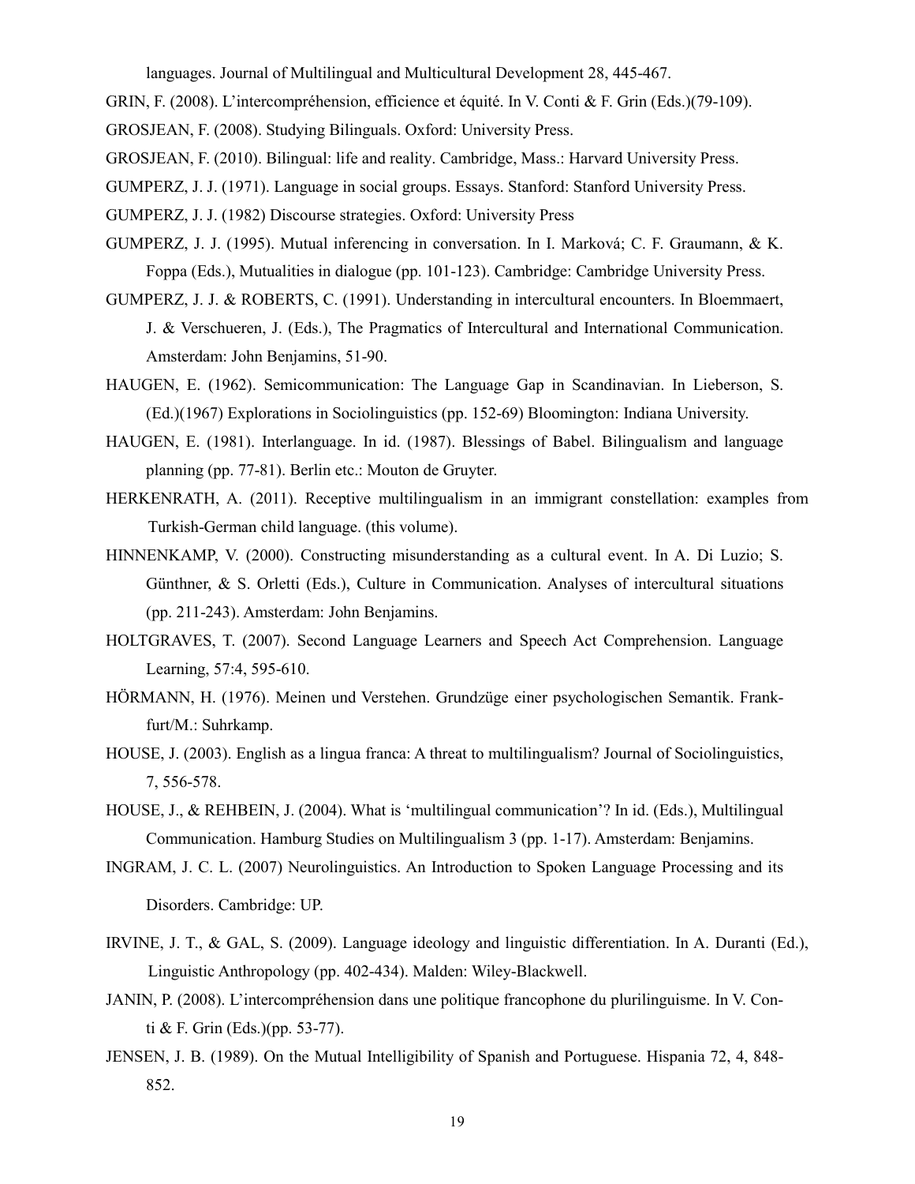languages. Journal of Multilingual and Multicultural Development 28, 445-467.

GRIN, F. (2008). L'intercompréhension, efficience et équité. In V. Conti & F. Grin (Eds.)(79-109).

GROSJEAN, F. (2008). Studying Bilinguals. Oxford: University Press.

GROSJEAN, F. (2010). Bilingual: life and reality. Cambridge, Mass.: Harvard University Press.

GUMPERZ, J. J. (1971). Language in social groups. Essays. Stanford: Stanford University Press.

GUMPERZ, J. J. (1982) Discourse strategies. Oxford: University Press

GUMPERZ, J. J. (1995). Mutual inferencing in conversation. In I. Marková; C. F. Graumann, & K. Foppa (Eds.), Mutualities in dialogue (pp. 101-123). Cambridge: Cambridge University Press.

GUMPERZ, J. J. & ROBERTS, C. (1991). Understanding in intercultural encounters. In Bloemmaert, J. & Verschueren, J. (Eds.), The Pragmatics of Intercultural and International Communication. Amsterdam: John Benjamins, 51-90.

HAUGEN, E. (1962). Semicommunication: The Language Gap in Scandinavian. In Lieberson, S. (Ed.)(1967) Explorations in Sociolinguistics (pp. 152-69) Bloomington: Indiana University.

HAUGEN, E. (1981). Interlanguage. In id. (1987). Blessings of Babel. Bilingualism and language planning (pp. 77-81). Berlin etc.: Mouton de Gruyter.

HERKENRATH, A. (2011). Receptive multilingualism in an immigrant constellation: examples from Turkish-German child language. (this volume).

HINNENKAMP, V. (2000). Constructing misunderstanding as a cultural event. In A. Di Luzio; S. Günthner, & S. Orletti (Eds.), Culture in Communication. Analyses of intercultural situations (pp. 211-243). Amsterdam: John Benjamins.

HOLTGRAVES, T. (2007). Second Language Learners and Speech Act Comprehension. Language Learning, 57:4, 595-610.

HÖRMANN, H. (1976). Meinen und Verstehen. Grundzüge einer psychologischen Semantik. Frankfurt/M.: Suhrkamp.

HOUSE, J. (2003). English as a lingua franca: A threat to multilingualism? Journal of Sociolinguistics, 7, 556-578.

HOUSE, J., & REHBEIN, J. (2004). What is 'multilingual communication'? In id. (Eds.), Multilingual Communication. Hamburg Studies on Multilingualism 3 (pp. 1-17). Amsterdam: Benjamins.

INGRAM, J. C. L. (2007) Neurolinguistics. An Introduction to Spoken Language Processing and its Disorders. Cambridge: UP.

IRVINE, J. T., & GAL, S. (2009). Language ideology and linguistic differentiation. In A. Duranti (Ed.), Linguistic Anthropology (pp. 402-434). Malden: Wiley-Blackwell.

JANIN, P. (2008). L'intercompréhension dans une politique francophone du plurilinguisme. In V. Conti & F. Grin (Eds.)(pp. 53-77).

JENSEN, J. B. (1989). On the Mutual Intelligibility of Spanish and Portuguese. Hispania 72, 4, 848-852.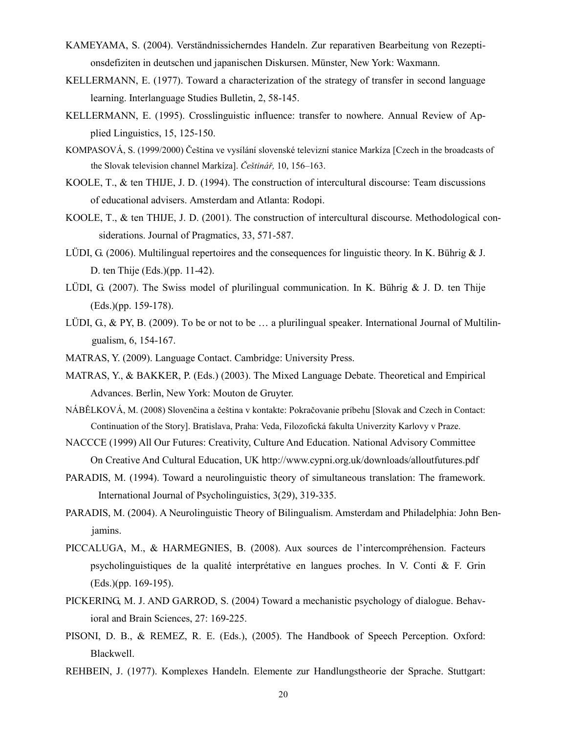KAMEYAMA, S. (2004). Verständnissicherndes Handeln. Zur reparativen Bearbeitung von Rezeptionsdefiziten in deutschen und japanischen Diskursen. Münster, New York: Waxmann.

KELLERMANN, E. (1977). Toward a characterization of the strategy of transfer in second language learning. Interlanguage Studies Bulletin, 2, 58-145.

KELLERMANN, E. (1995). Crosslinguistic influence: transfer to nowhere. Annual Review of Applied Linguistics, 15, 125-150.

KOMPASOVÁ, S. (1999/2000) Čeština ve vysílání slovenské televizní stanice Markíza [Czech in the broadcasts of the Slovak television channel Markíza]. *Češtinář,* 10, 156–163.

KOOLE, T., & ten THIJE, J. D. (1994). The construction of intercultural discourse: Team discussions of educational advisers. Amsterdam and Atlanta: Rodopi.

KOOLE, T., & ten THIJE, J. D. (2001). The construction of intercultural discourse. Methodological considerations. Journal of Pragmatics, 33, 571-587.

LÜDI, G. (2006). Multilingual repertoires and the consequences for linguistic theory. In K. Bührig & J. D. ten Thije (Eds.)(pp. 11-42).

LÜDI, G. (2007). The Swiss model of plurilingual communication. In K. Bührig & J. D. ten Thije (Eds.)(pp. 159-178).

LÜDI, G., & PY, B. (2009). To be or not to be … a plurilingual speaker. International Journal of Multilingualism, 6, 154-167.

MATRAS, Y. (2009). Language Contact. Cambridge: University Press.

MATRAS, Y., & BAKKER, P. (Eds.) (2003). The Mixed Language Debate. Theoretical and Empirical Advances. Berlin, New York: Mouton de Gruyter.

NÁBĚLKOVÁ, M. (2008) Slovenčina a čeština v kontakte: Pokračovanie príbehu [Slovak and Czech in Contact: Continuation of the Story]. Bratislava, Praha: Veda, Filozofická fakulta Univerzity Karlovy v Praze.

NACCCE (1999) All Our Futures: Creativity, Culture And Education. National Advisory Committee On Creative And Cultural Education, UK http://www.cypni.org.uk/downloads/alloutfutures.pdf

PARADIS, M. (1994). Toward a neurolinguistic theory of simultaneous translation: The framework. International Journal of Psycholinguistics, 3(29), 319-335.

PARADIS, M. (2004). A Neurolinguistic Theory of Bilingualism. Amsterdam and Philadelphia: John Benjamins.

PICCALUGA, M., & HARMEGNIES, B. (2008). Aux sources de l'intercompréhension. Facteurs psycholinguistiques de la qualité interprétative en langues proches. In V. Conti & F. Grin (Eds.)(pp. 169-195).

PICKERING, M. J. AND GARROD, S. (2004) Toward a mechanistic psychology of dialogue. Behavioral and Brain Sciences, 27: 169-225.

PISONI, D. B., & REMEZ, R. E. (Eds.), (2005). The Handbook of Speech Perception. Oxford: Blackwell.

REHBEIN, J. (1977). Komplexes Handeln. Elemente zur Handlungstheorie der Sprache. Stuttgart: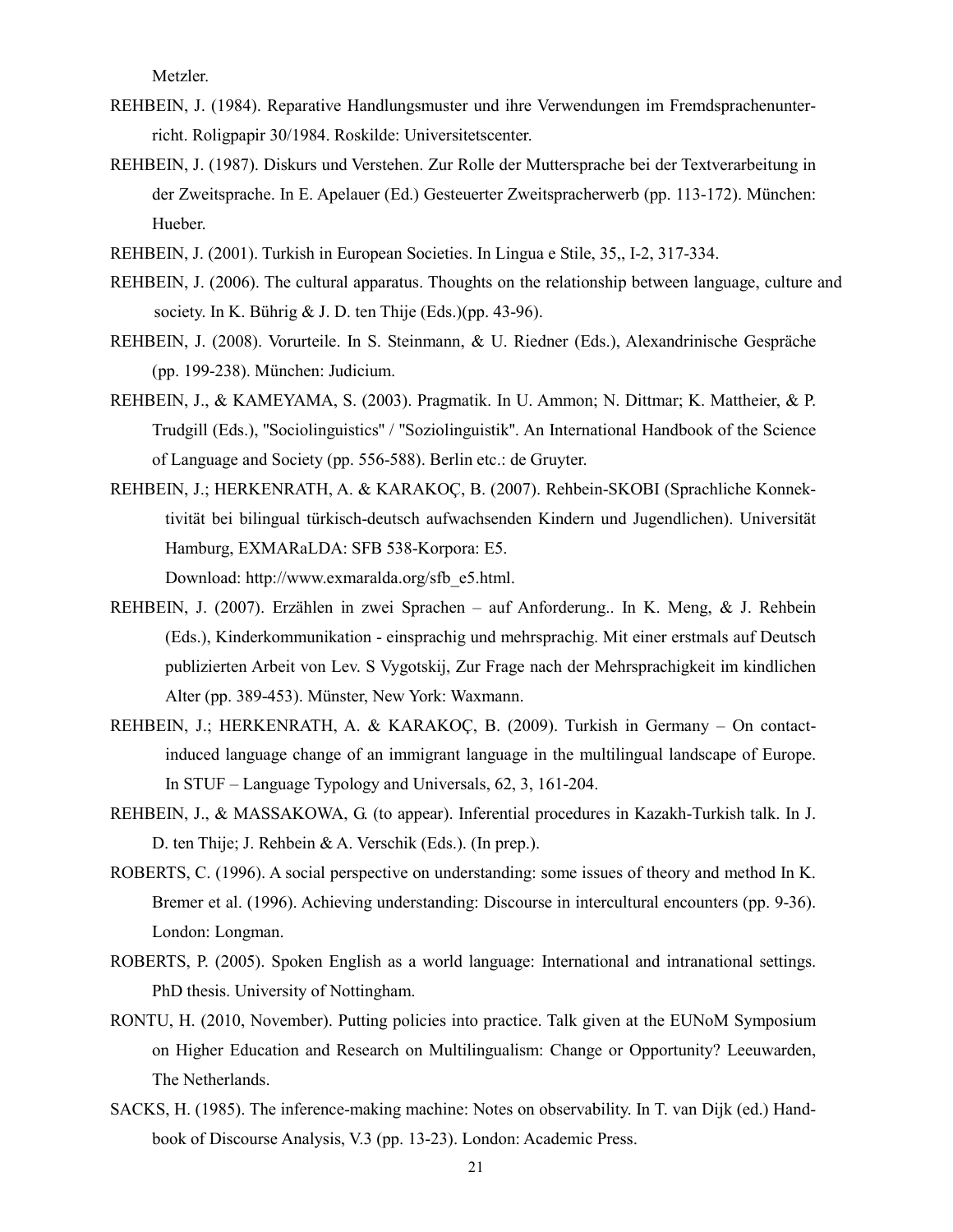Metzler.

REHBEIN, J. (1984). Reparative Handlungsmuster und ihre Verwendungen im Fremdsprachenunterricht. Roligpapir 30/1984. Roskilde: Universitetscenter.

REHBEIN, J. (1987). Diskurs und Verstehen. Zur Rolle der Muttersprache bei der Textverarbeitung in der Zweitsprache. In E. Apelauer (Ed.) Gesteuerter Zweitspracherwerb (pp. 113-172). München: Hueber.

REHBEIN, J. (2001). Turkish in European Societies. In Lingua e Stile, 35,, I-2, 317-334.

REHBEIN, J. (2006). The cultural apparatus. Thoughts on the relationship between language, culture and society. In K. Bührig & J. D. ten Thije (Eds.)(pp. 43-96).

REHBEIN, J. (2008). Vorurteile. In S. Steinmann, & U. Riedner (Eds.), Alexandrinische Gespräche (pp. 199-238). München: Judicium.

REHBEIN, J., & KAMEYAMA, S. (2003). Pragmatik. In U. Ammon; N. Dittmar; K. Mattheier, & P. Trudgill (Eds.), "Sociolinguistics" / "Soziolinguistik". An International Handbook of the Science of Language and Society (pp. 556-588). Berlin etc.: de Gruyter.

REHBEIN, J.; HERKENRATH, A. & KARAKOÇ, B. (2007). Rehbein-SKOBI (Sprachliche Konnektivität bei bilingual türkisch-deutsch aufwachsenden Kindern und Jugendlichen). Universität Hamburg, EXMARaLDA: SFB 538-Korpora: E5.
Download: http://www.exmaralda.org/sfb_e5.html.

REHBEIN, J. (2007). Erzählen in zwei Sprachen – auf Anforderung.. In K. Meng, & J. Rehbein (Eds.), Kinderkommunikation - einsprachig und mehrsprachig. Mit einer erstmals auf Deutsch publizierten Arbeit von Lev. S Vygotskij, Zur Frage nach der Mehrsprachigkeit im kindlichen Alter (pp. 389-453). Münster, New York: Waxmann.

REHBEIN, J.; HERKENRATH, A. & KARAKOÇ, B. (2009). Turkish in Germany – On contact-induced language change of an immigrant language in the multilingual landscape of Europe. In STUF – Language Typology and Universals, 62, 3, 161-204.

REHBEIN, J., & MASSAKOWA, G. (to appear). Inferential procedures in Kazakh-Turkish talk. In J. D. ten Thije; J. Rehbein & A. Verschik (Eds.). (In prep.).

ROBERTS, C. (1996). A social perspective on understanding: some issues of theory and method In K. Bremer et al. (1996). Achieving understanding: Discourse in intercultural encounters (pp. 9-36). London: Longman.

ROBERTS, P. (2005). Spoken English as a world language: International and intranational settings. PhD thesis. University of Nottingham.

RONTU, H. (2010, November). Putting policies into practice. Talk given at the EUNoM Symposium on Higher Education and Research on Multilingualism: Change or Opportunity? Leeuwarden, The Netherlands.

SACKS, H. (1985). The inference-making machine: Notes on observability. In T. van Dijk (ed.) Handbook of Discourse Analysis, V.3 (pp. 13-23). London: Academic Press.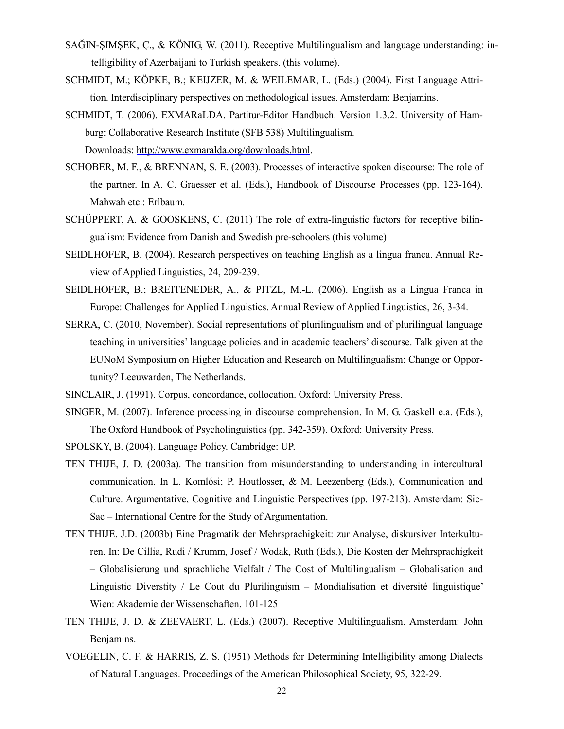SAĞIN-ŞIMŞEK, Ç., & KÖNIG, W. (2011). Receptive Multilingualism and language understanding: intelligibility of Azerbaijani to Turkish speakers. (this volume).

SCHMIDT, M.; KÖPKE, B.; KEIJZER, M. & WEILEMAR, L. (Eds.) (2004). First Language Attrition. Interdisciplinary perspectives on methodological issues. Amsterdam: Benjamins.

SCHMIDT, T. (2006). EXMARaLDA. Partitur-Editor Handbuch. Version 1.3.2. University of Hamburg: Collaborative Research Institute (SFB 538) Multilingualism.
Downloads: http://www.exmaralda.org/downloads.html.

SCHOBER, M. F., & BRENNAN, S. E. (2003). Processes of interactive spoken discourse: The role of the partner. In A. C. Graesser et al. (Eds.), Handbook of Discourse Processes (pp. 123-164). Mahwah etc.: Erlbaum.

SCHÜPPERT, A. & GOOSKENS, C. (2011) The role of extra-linguistic factors for receptive bilingualism: Evidence from Danish and Swedish pre-schoolers (this volume)

SEIDLHOFER, B. (2004). Research perspectives on teaching English as a lingua franca. Annual Review of Applied Linguistics, 24, 209-239.

SEIDLHOFER, B.; BREITENEDER, A., & PITZL, M.-L. (2006). English as a Lingua Franca in Europe: Challenges for Applied Linguistics. Annual Review of Applied Linguistics, 26, 3-34.

SERRA, C. (2010, November). Social representations of plurilingualism and of plurilingual language teaching in universities' language policies and in academic teachers' discourse. Talk given at the EUNoM Symposium on Higher Education and Research on Multilingualism: Change or Opportunity? Leeuwarden, The Netherlands.

SINCLAIR, J. (1991). Corpus, concordance, collocation. Oxford: University Press.

SINGER, M. (2007). Inference processing in discourse comprehension. In M. G. Gaskell e.a. (Eds.), The Oxford Handbook of Psycholinguistics (pp. 342-359). Oxford: University Press.

SPOLSKY, B. (2004). Language Policy. Cambridge: UP.

TEN THIJE, J. D. (2003a). The transition from misunderstanding to understanding in intercultural communication. In L. Komlósi; P. Houtlosser, & M. Leezenberg (Eds.), Communication and Culture. Argumentative, Cognitive and Linguistic Perspectives (pp. 197-213). Amsterdam: SicSac – International Centre for the Study of Argumentation.

TEN THIJE, J.D. (2003b) Eine Pragmatik der Mehrsprachigkeit: zur Analyse, diskursiver Interkulturen. In: De Cillia, Rudi / Krumm, Josef / Wodak, Ruth (Eds.), Die Kosten der Mehrsprachigkeit – Globalisierung und sprachliche Vielfalt / The Cost of Multilingualism – Globalisation and Linguistic Diverstity / Le Cout du Plurilinguism – Mondialisation et diversité linguistique' Wien: Akademie der Wissenschaften, 101-125

TEN THIJE, J. D. & ZEEVAERT, L. (Eds.) (2007). Receptive Multilingualism. Amsterdam: John Benjamins.

VOEGELIN, C. F. & HARRIS, Z. S. (1951) Methods for Determining Intelligibility among Dialects of Natural Languages. Proceedings of the American Philosophical Society, 95, 322-29.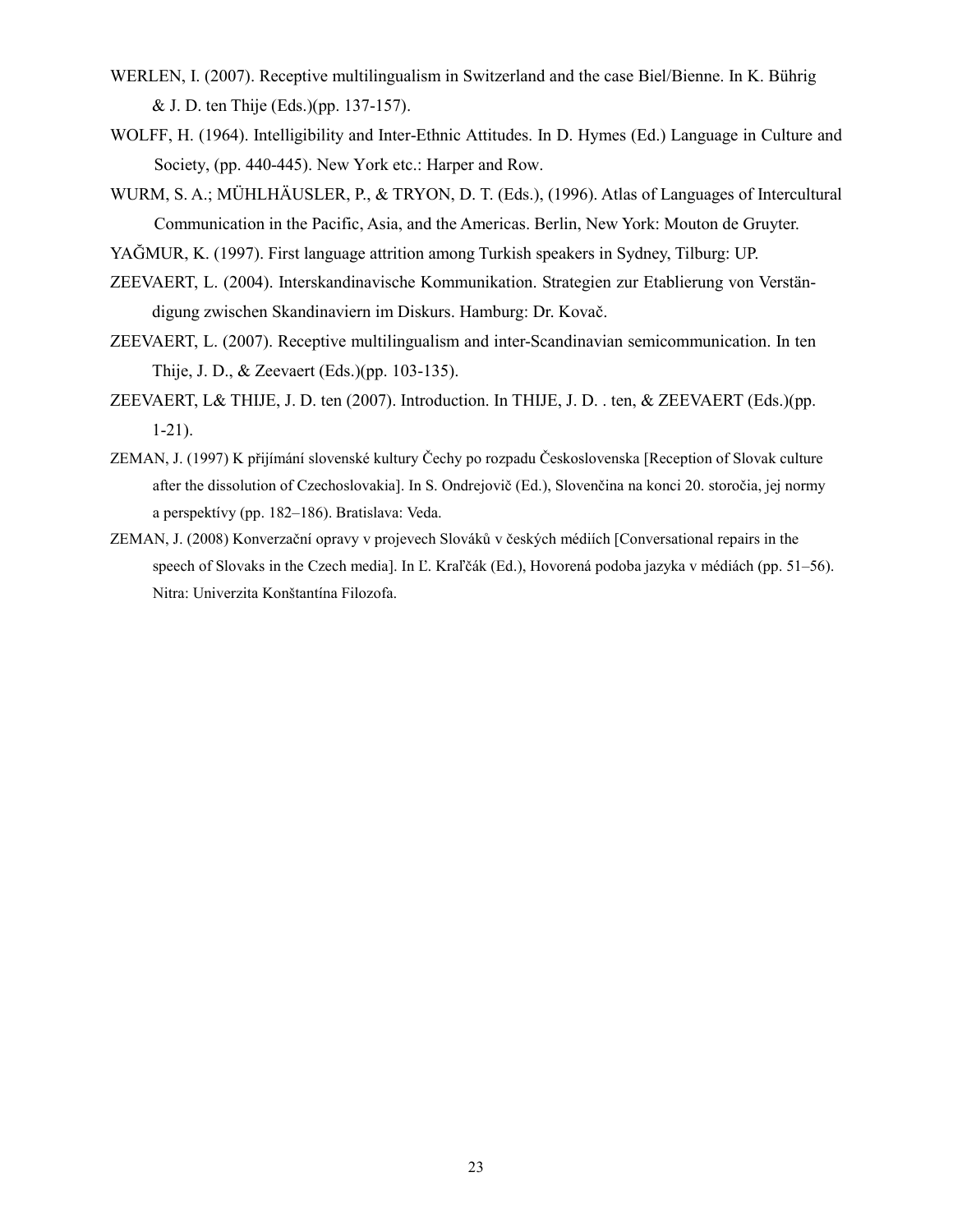WERLEN, I. (2007). Receptive multilingualism in Switzerland and the case Biel/Bienne. In K. Bührig & J. D. ten Thije (Eds.)(pp. 137-157).

WOLFF, H. (1964). Intelligibility and Inter-Ethnic Attitudes. In D. Hymes (Ed.) Language in Culture and Society, (pp. 440-445). New York etc.: Harper and Row.

WURM, S. A.; MÜHLHÄUSLER, P., & TRYON, D. T. (Eds.), (1996). Atlas of Languages of Intercultural Communication in the Pacific, Asia, and the Americas. Berlin, New York: Mouton de Gruyter.

YAĞMUR, K. (1997). First language attrition among Turkish speakers in Sydney, Tilburg: UP.

ZEEVAERT, L. (2004). Interskandinavische Kommunikation. Strategien zur Etablierung von Verständigung zwischen Skandinaviern im Diskurs. Hamburg: Dr. Kovač.

ZEEVAERT, L. (2007). Receptive multilingualism and inter-Scandinavian semicommunication. In ten Thije, J. D., & Zeevaert (Eds.)(pp. 103-135).

ZEEVAERT, L& THIJE, J. D. ten (2007). Introduction. In THIJE, J. D. . ten, & ZEEVAERT (Eds.)(pp. 1-21).

ZEMAN, J. (1997) K přijímání slovenské kultury Čechy po rozpadu Československa [Reception of Slovak culture after the dissolution of Czechoslovakia]. In S. Ondrejovič (Ed.), Slovenčina na konci 20. storočia, jej normy a perspektívy (pp. 182–186). Bratislava: Veda.

ZEMAN, J. (2008) Konverzační opravy v projevech Slováků v českých médiích [Conversational repairs in the speech of Slovaks in the Czech media]. In Ľ. Kraľčák (Ed.), Hovorená podoba jazyka v médiách (pp. 51–56). Nitra: Univerzita Konštantína Filozofa.